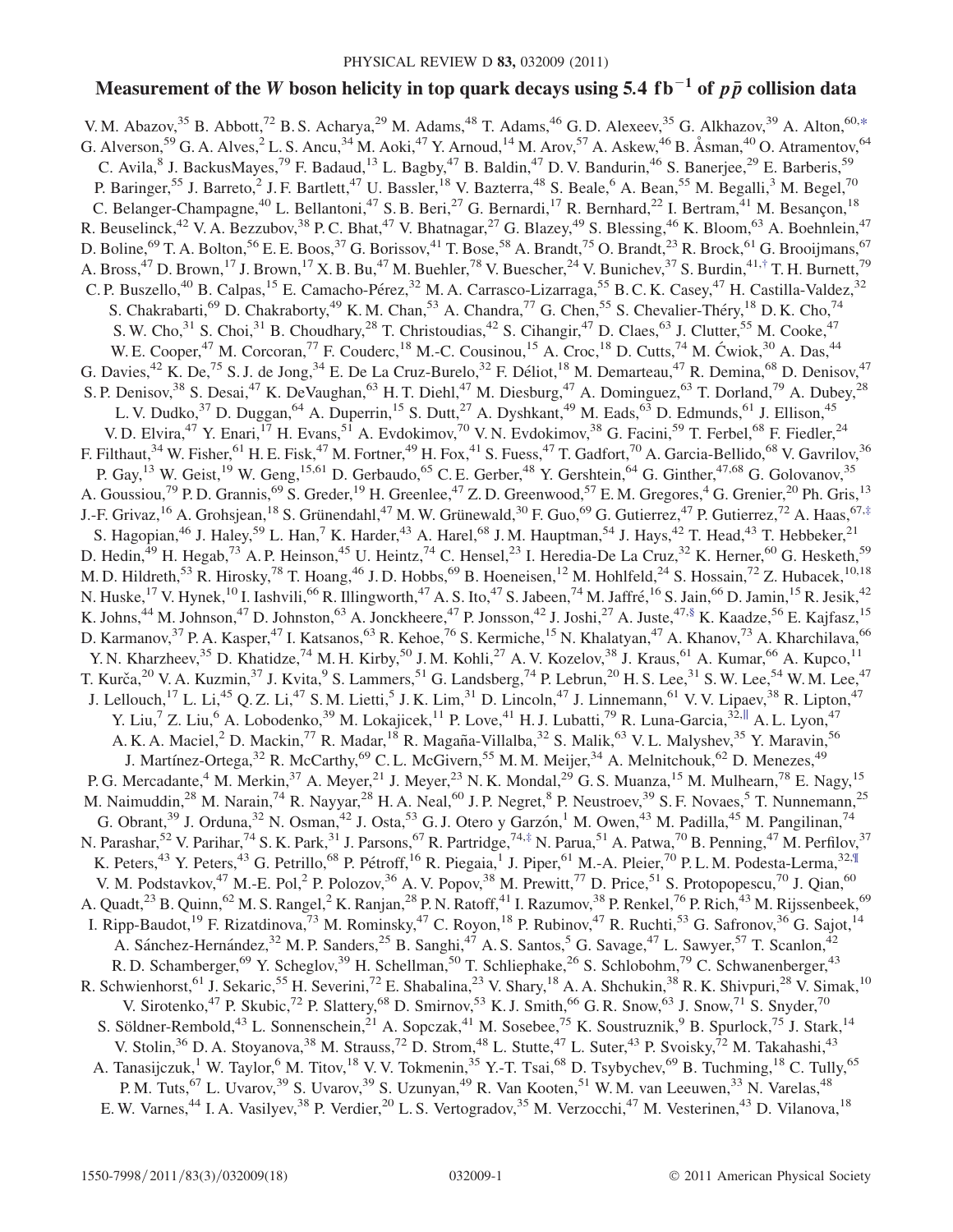# Measurement of the $W$ boson helicity in top quark decays using 5.4 $\mathrm{fb}^{-1}$ of $p\bar{p}$ collision data

V. M. Abazov,[35] B. Abbott,[72] B. S. Acharya,[29] M. Adams,[48] T. Adams,[46] G. D. Alexeev,[35] G. Alkhazov,[39] A. Alton,[60,*] G. Alverson,[59] G. A. Alves,[2] L. S. Ancu,[34] M. Aoki,[47] Y. Arnoud,[14] M. Arov,[57] A. Askew,[46] B. Åsman,[40] O. Atramentov,[64] C. Avila,[8] J. BackusMayes,[79] F. Badaud,[13] L. Bagby,[47] B. Baldin,[47] D. V. Bandurin,[46] S. Banerjee,[29] E. Barberis,[59] P. Baringer,[55] J. Barreto,[2] J. F. Bartlett,[47] U. Bassler,[18] V. Bazterra,[48] S. Beale,[6] A. Bean,[55] M. Begalli,[3] M. Begel,[70] C. Belanger-Champagne,[40] L. Bellantoni,[47] S. B. Beri,[27] G. Bernardi,[17] R. Bernhard,[22] I. Bertram,[41] M. Besançon,[18] R. Beuselinck,[42] V. A. Bezzubov,[38] P. C. Bhat,[47] V. Bhatnagar,[27] G. Blazey,[49] S. Blessing,[46] K. Bloom,[63] A. Boehnlein,[47] D. Boline,[69] T. A. Bolton,[56] E. E. Boos,[37] G. Borissov,[41] T. Bose,[58] A. Brandt,[75] O. Brandt,[23] R. Brock,[61] G. Brooijmans,[67] A. Bross,[47] D. Brown,[17] J. Brown,[17] X. B. Bu,[47] M. Buehler,[78] V. Buescher,[24] V. Bunichev,[37] S. Burdin,[41,†] T. H. Burnett,[79] C. P. Buszello,[40] B. Calpas,[15] E. Camacho-Pérez,[32] M. A. Carrasco-Lizarraga,[55] B. C. K. Casey,[47] H. Castilla-Valdez,[32] S. Chakrabarti,[69] D. Chakraborty,[49] K. M. Chan,[53] A. Chandra,[77] G. Chen,[55] S. Chevalier-Théry,[18] D. K. Cho,[74] S. W. Cho,[31] S. Choi,[31] B. Choudhary,[28] T. Christoudias,[42] S. Cihangir,[47] D. Claes,[63] J. Clutter,[55] M. Cooke,[47] W. E. Cooper,[47] M. Corcoran,[77] F. Couderc,[18] M.-C. Cousinou,[15] A. Croc,[18] D. Cutts,[74] M. Ćwiok,[30] A. Das,[44] G. Davies,[42] K. De,[75] S. J. de Jong,[34] E. De La Cruz-Burelo,[32] F. Déliot,[18] M. Demarteau,[47] R. Demina,[68] D. Denisov,[47] S. P. Denisov,[38] S. Desai,[47] K. DeVaughan,[63] H. T. Diehl,[47] M. Diesburg,[47] A. Dominguez,[63] T. Dorland,[79] A. Dubey,[28] L. V. Dudko,[37] D. Duggan,[64] A. Duperrin,[15] S. Dutt,[27] A. Dyshkant,[49] M. Eads,[63] D. Edmunds,[61] J. Ellison,[45] V. D. Elvira,[47] Y. Enari,[17] H. Evans,[51] A. Evdokimov,[70] V. N. Evdokimov,[38] G. Facini,[59] T. Ferbel,[68] F. Fiedler,[24] F. Filthaut,[34] W. Fisher,[61] H. E. Fisk,[47] M. Fortner,[49] H. Fox,[41] S. Fuess,[47] T. Gadfort,[70] A. Garcia-Bellido,[68] V. Gavrilov,[36] P. Gay,[13] W. Geist,[19] W. Geng,[15,61] D. Gerbaudo,[65] C. E. Gerber,[48] Y. Gershtein,[64] G. Ginther,[47,68] G. Golovanov,[35] A. Goussiou,[79] P. D. Grannis,[69] S. Greder,[19] H. Greenlee,[47] Z. D. Greenwood,[57] E. M. Gregores,[4] G. Grenier,[20] Ph. Gris,[13] J.-F. Grivaz,[16] A. Grohsjean,[18] S. Grünendahl,[47] M. W. Grünewald,[30] F. Guo,[69] G. Gutierrez,[47] P. Gutierrez,[72] A. Haas,[67,‡] S. Hagopian,[46] J. Haley,[59] L. Han,[7] K. Harder,[43] A. Harel,[68] J. M. Hauptman,[54] J. Hays,[42] T. Head,[43] T. Hebbeker,[21] D. Hedin,[49] H. Hegab,[73] A. P. Heinson,[45] U. Heintz,[74] C. Hensel,[23] I. Heredia-De La Cruz,[32] K. Herner,[60] G. Hesketh,[59] M. D. Hildreth,[53] R. Hirosky,[78] T. Hoang,[46] J. D. Hobbs,[69] B. Hoeneisen,[12] M. Hohlfeld,[24] S. Hossain,[72] Z. Hubacek,[10,18] N. Huske,[17] V. Hynek,[10] I. Iashvili,[66] R. Illingworth,[47] A. S. Ito,[47] S. Jabeen,[74] M. Jaffré,[16] S. Jain,[66] D. Jamin,[15] R. Jesik,[42] K. Johns,[44] M. Johnson,[47] D. Johnston,[63] A. Jonckheere,[47] P. Jonsson,[42] J. Joshi,[27] A. Juste,[47,§] K. Kaadze,[56] E. Kajfasz,[15] D. Karmanov,[37] P. A. Kasper,[47] I. Katsanos,[63] R. Kehoe,[76] S. Kermiche,[15] N. Khalatyan,[47] A. Khanov,[73] A. Kharchilava,[66] Y. N. Kharzheev,[35] D. Khatidze,[74] M. H. Kirby,[50] J. M. Kohli,[27] A. V. Kozelov,[38] J. Kraus,[61] A. Kumar,[66] A. Kupco,[11] T. Kurča,[20] V. A. Kuzmin,[37] J. Kvita,[9] S. Lammers,[51] G. Landsberg,[74] P. Lebrun,[20] H. S. Lee,[31] S. W. Lee,[54] W. M. Lee,[47] J. Lellouch,[17] L. Li,[45] Q. Z. Li,[47] S. M. Lietti,[5] J. K. Lim,[31] D. Lincoln,[47] J. Linnemann,[61] V. V. Lipaev,[38] R. Lipton,[47] Y. Liu,[7] Z. Liu,[6] A. Lobodenko,[39] M. Lokajicek,[11] P. Love,[41] H. J. Lubatti,[79] R. Luna-Garcia,[32,∥] A. L. Lyon,[47] A. K. A. Maciel,[2] D. Mackin,[77] R. Madar,[18] R. Magaña-Villalba,[32] S. Malik,[63] V. L. Malyshev,[35] Y. Maravin,[56] J. Martínez-Ortega,[32] R. McCarthy,[69] C. L. McGivern,[55] M. M. Meijer,[34] A. Melnitchouk,[62] D. Menezes,[49] P. G. Mercadante,[4] M. Merkin,[37] A. Meyer,[21] J. Meyer,[23] N. K. Mondal,[29] G. S. Muanza,[15] M. Mulhearn,[78] E. Nagy,[15] M. Naimuddin,[28] M. Narain,[74] R. Nayyar,[28] H. A. Neal,[60] J. P. Negret,[8] P. Neustroev,[39] S. F. Novaes,[5] T. Nunnemann,[25] G. Obrant,[39] J. Orduna,[32] N. Osman,[42] J. Osta,[53] G. J. Otero y Garzón,[1] M. Owen,[43] M. Padilla,[45] M. Pangilinan,[74] N. Parashar,[52] V. Parihar,[74] S. K. Park,[31] J. Parsons,[67] R. Partridge,[74,‡] N. Parua,[51] A. Patwa,[70] B. Penning,[47] M. Perfilov,[37] K. Peters,[43] Y. Peters,[43] G. Petrillo,[68] P. Pétroff,[16] R. Piegaia,[1] J. Piper,[61] M.-A. Pleier,[70] P. L. M. Podesta-Lerma,[32,¶] V. M. Podstavkov,[47] M.-E. Pol,[2] P. Polozov,[36] A. V. Popov,[38] M. Prewitt,[77] D. Price,[51] S. Protopopescu,[70] J. Qian,[60] A. Quadt,[23] B. Quinn,[62] M. S. Rangel,[2] K. Ranjan,[28] P. N. Ratoff,[41] I. Razumov,[38] P. Renkel,[76] P. Rich,[43] M. Rijssenbeek,[69] I. Ripp-Baudot,[19] F. Rizatdinova,[73] M. Rominsky,[47] C. Royon,[18] P. Rubinov,[47] R. Ruchti,[53] G. Safronov,[36] G. Sajot,[14] A. Sánchez-Hernández,[32] M. P. Sanders,[25] B. Sanghi,[47] A. S. Santos,[5] G. Savage,[47] L. Sawyer,[57] T. Scanlon,[42] R. D. Schamberger,[69] Y. Scheglov,[39] H. Schellman,[50] T. Schliephake,[26] S. Schlobohm,[79] C. Schwanenberger,[43] R. Schwienhorst,[61] J. Sekaric,[55] H. Severini,[72] E. Shabalina,[23] V. Shary,[18] A. A. Shchukin,[38] R. K. Shivpuri,[28] V. Simak,[10] V. Sirotenko,[47] P. Skubic,[72] P. Slattery,[68] D. Smirnov,[53] K. J. Smith,[66] G. R. Snow,[63] J. Snow,[71] S. Snyder,[70] S. Söldner-Rembold,[43] L. Sonnenschein,[21] A. Sopczak,[41] M. Sosebee,[75] K. Soustruznik,[9] B. Spurlock,[75] J. Stark,[14] V. Stolin,[36] D. A. Stoyanova,[38] M. Strauss,[72] D. Strom,[48] L. Stutte,[47] L. Suter,[43] P. Svoisky,[72] M. Takahashi,[43] A. Tanasijczuk,[1] W. Taylor,[6] M. Titov,[18] V. V. Tokmenin,[35] Y.-T. Tsai,[68] D. Tsybychev,[69] B. Tuchming,[18] C. Tully,[65] P. M. Tuts,[67] L. Uvarov,[39] S. Uvarov,[39] S. Uzunyan,[49] R. Van Kooten,[51] W. M. van Leeuwen,[33] N. Varelas,[48] E. W. Varnes,[44] I. A. Vasilyev,[38] P. Verdier,[20] L. S. Vertogradov,[35] M. Verzocchi,[47] M. Vesterinen,[43] D. Vilanova,[18]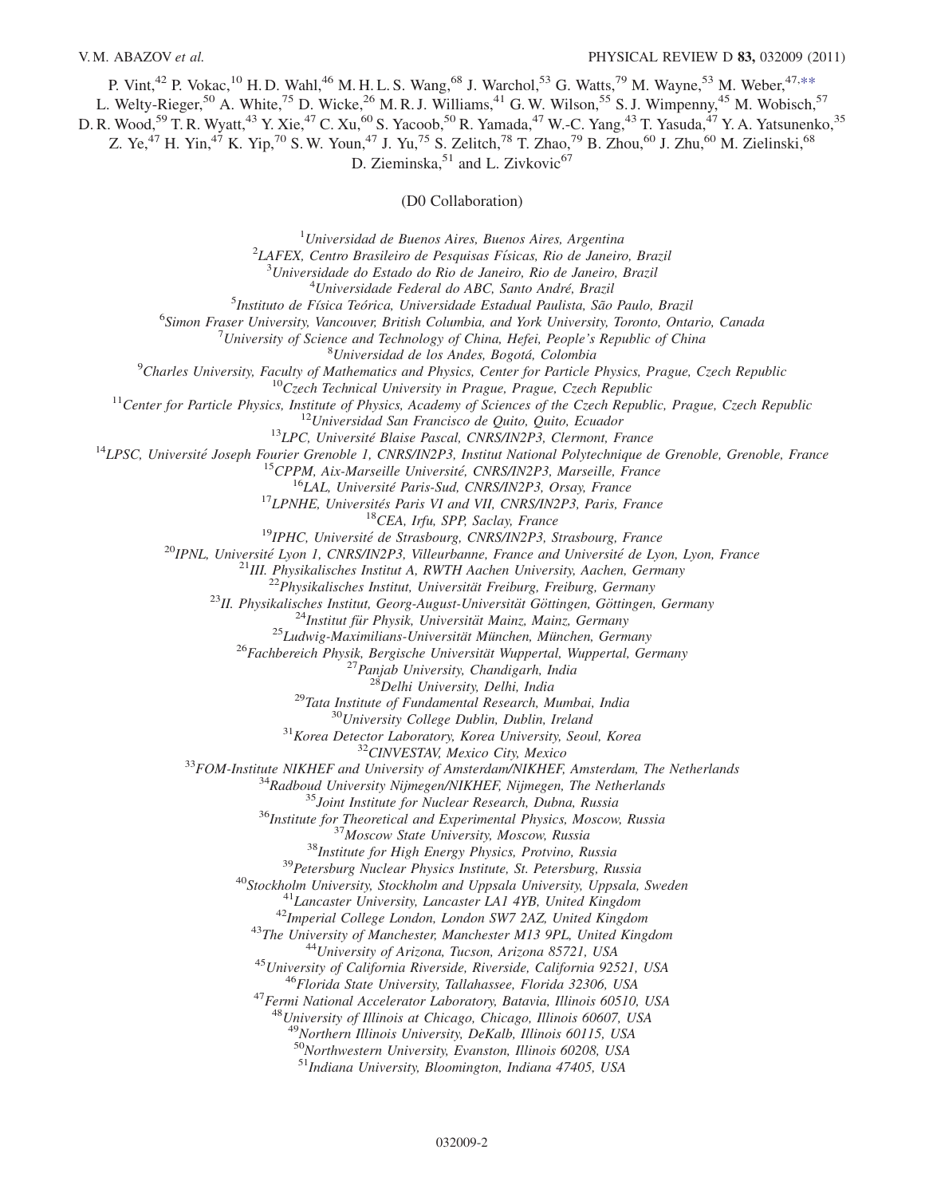P. Vint,[42] P. Vokac,[10] H. D. Wahl,[46] M. H. L. S. Wang,[68] J. Warchol,[53] G. Watts,[79] M. Wayne,[53] M. Weber,[47,**] L. Welty-Rieger,[50] A. White,[75] D. Wicke,[26] M. R. J. Williams,[41] G. W. Wilson,[55] S. J. Wimpenny,[45] M. Wobisch,[57] D. R. Wood,[59] T. R. Wyatt,[43] Y. Xie,[47] C. Xu,[60] S. Yacoob,[50] R. Yamada,[47] W.-C. Yang,[43] T. Yasuda,[47] Y. A. Yatsunenko,[35] Z. Ye,[47] H. Yin,[47] K. Yip,[70] S. W. Youn,[47] J. Yu,[75] S. Zelitch,[78] T. Zhao,[79] B. Zhou,[60] J. Zhu,[60] M. Zielinski,[68] D. Zieminska,[51] and L. Zivkovic[67]

(D0 Collaboration)

[1]*Universidad de Buenos Aires, Buenos Aires, Argentina*
[2]*LAFEX, Centro Brasileiro de Pesquisas Físicas, Rio de Janeiro, Brazil*
[3]*Universidade do Estado do Rio de Janeiro, Rio de Janeiro, Brazil*
[4]*Universidade Federal do ABC, Santo André, Brazil*
[5]*Instituto de Física Teórica, Universidade Estadual Paulista, São Paulo, Brazil*
[6]*Simon Fraser University, Vancouver, British Columbia, and York University, Toronto, Ontario, Canada*
[7]*University of Science and Technology of China, Hefei, People's Republic of China*
[8]*Universidad de los Andes, Bogotá, Colombia*
[9]*Charles University, Faculty of Mathematics and Physics, Center for Particle Physics, Prague, Czech Republic*
[10]*Czech Technical University in Prague, Prague, Czech Republic*
[11]*Center for Particle Physics, Institute of Physics, Academy of Sciences of the Czech Republic, Prague, Czech Republic*
[12]*Universidad San Francisco de Quito, Quito, Ecuador*
[13]*LPC, Université Blaise Pascal, CNRS/IN2P3, Clermont, France*
[14]*LPSC, Université Joseph Fourier Grenoble 1, CNRS/IN2P3, Institut National Polytechnique de Grenoble, Grenoble, France*
[15]*CPPM, Aix-Marseille Université, CNRS/IN2P3, Marseille, France*
[16]*LAL, Université Paris-Sud, CNRS/IN2P3, Orsay, France*
[17]*LPNHE, Universités Paris VI and VII, CNRS/IN2P3, Paris, France*
[18]*CEA, Irfu, SPP, Saclay, France*
[19]*IPHC, Université de Strasbourg, CNRS/IN2P3, Strasbourg, France*
[20]*IPNL, Université Lyon 1, CNRS/IN2P3, Villeurbanne, France and Université de Lyon, Lyon, France*
[21]*III. Physikalisches Institut A, RWTH Aachen University, Aachen, Germany*
[22]*Physikalisches Institut, Universität Freiburg, Freiburg, Germany*
[23]*II. Physikalisches Institut, Georg-August-Universität Göttingen, Göttingen, Germany*
[24]*Institut für Physik, Universität Mainz, Mainz, Germany*
[25]*Ludwig-Maximilians-Universität München, München, Germany*
[26]*Fachbereich Physik, Bergische Universität Wuppertal, Wuppertal, Germany*
[27]*Panjab University, Chandigarh, India*
[28]*Delhi University, Delhi, India*
[29]*Tata Institute of Fundamental Research, Mumbai, India*
[30]*University College Dublin, Dublin, Ireland*
[31]*Korea Detector Laboratory, Korea University, Seoul, Korea*
[32]*CINVESTAV, Mexico City, Mexico*
[33]*FOM-Institute NIKHEF and University of Amsterdam/NIKHEF, Amsterdam, The Netherlands*
[34]*Radboud University Nijmegen/NIKHEF, Nijmegen, The Netherlands*
[35]*Joint Institute for Nuclear Research, Dubna, Russia*
[36]*Institute for Theoretical and Experimental Physics, Moscow, Russia*
[37]*Moscow State University, Moscow, Russia*
[38]*Institute for High Energy Physics, Protvino, Russia*
[39]*Petersburg Nuclear Physics Institute, St. Petersburg, Russia*
[40]*Stockholm University, Stockholm and Uppsala University, Uppsala, Sweden*
[41]*Lancaster University, Lancaster LA1 4YB, United Kingdom*
[42]*Imperial College London, London SW7 2AZ, United Kingdom*
[43]*The University of Manchester, Manchester M13 9PL, United Kingdom*
[44]*University of Arizona, Tucson, Arizona 85721, USA*
[45]*University of California Riverside, Riverside, California 92521, USA*
[46]*Florida State University, Tallahassee, Florida 32306, USA*
[47]*Fermi National Accelerator Laboratory, Batavia, Illinois 60510, USA*
[48]*University of Illinois at Chicago, Chicago, Illinois 60607, USA*
[49]*Northern Illinois University, DeKalb, Illinois 60115, USA*
[50]*Northwestern University, Evanston, Illinois 60208, USA*
[51]*Indiana University, Bloomington, Indiana 47405, USA*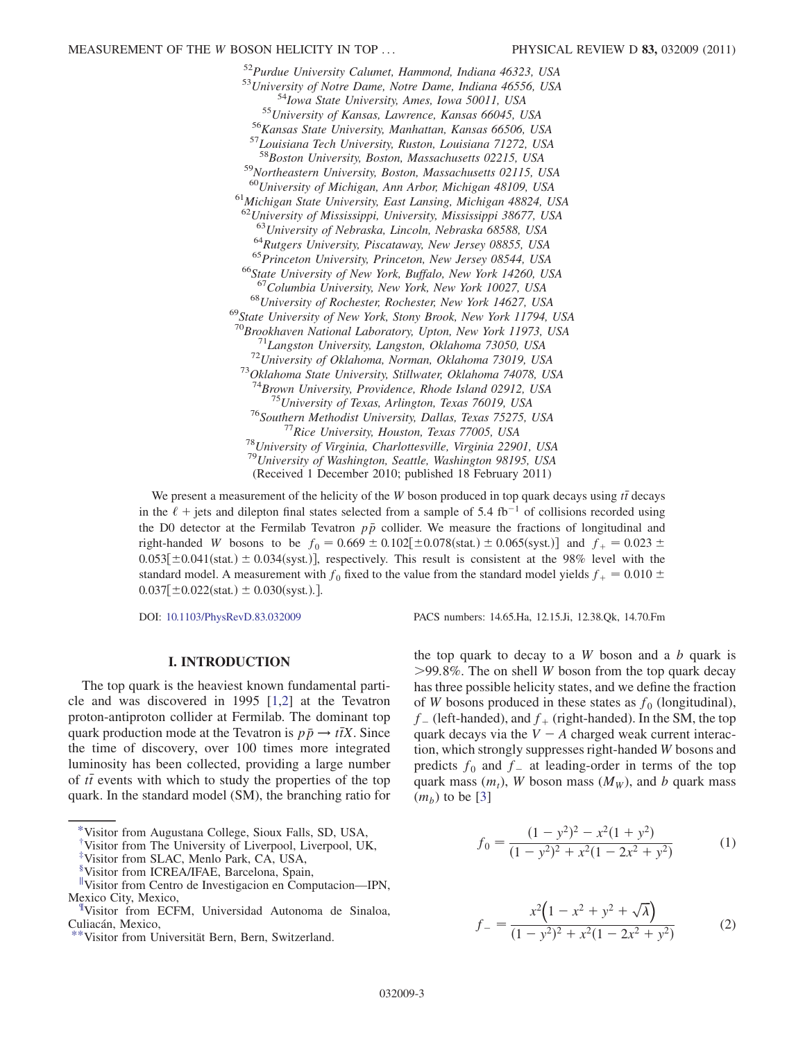[52]Purdue University Calumet, Hammond, Indiana 46323, USA
[53]University of Notre Dame, Notre Dame, Indiana 46556, USA
[54]Iowa State University, Ames, Iowa 50011, USA
[55]University of Kansas, Lawrence, Kansas 66045, USA
[56]Kansas State University, Manhattan, Kansas 66506, USA
[57]Louisiana Tech University, Ruston, Louisiana 71272, USA
[58]Boston University, Boston, Massachusetts 02215, USA
[59]Northeastern University, Boston, Massachusetts 02115, USA
[60]University of Michigan, Ann Arbor, Michigan 48109, USA
[61]Michigan State University, East Lansing, Michigan 48824, USA
[62]University of Mississippi, University, Mississippi 38677, USA
[63]University of Nebraska, Lincoln, Nebraska 68588, USA
[64]Rutgers University, Piscataway, New Jersey 08855, USA
[65]Princeton University, Princeton, New Jersey 08544, USA
[66]State University of New York, Buffalo, New York 14260, USA
[67]Columbia University, New York, New York 10027, USA
[68]University of Rochester, Rochester, New York 14627, USA
[69]State University of New York, Stony Brook, New York 11794, USA
[70]Brookhaven National Laboratory, Upton, New York 11973, USA
[71]Langston University, Langston, Oklahoma 73050, USA
[72]University of Oklahoma, Norman, Oklahoma 73019, USA
[73]Oklahoma State University, Stillwater, Oklahoma 74078, USA
[74]Brown University, Providence, Rhode Island 02912, USA
[75]University of Texas, Arlington, Texas 76019, USA
[76]Southern Methodist University, Dallas, Texas 75275, USA
[77]Rice University, Houston, Texas 77005, USA
[78]University of Virginia, Charlottesville, Virginia 22901, USA
[79]University of Washington, Seattle, Washington 98195, USA
(Received 1 December 2010; published 18 February 2011)

We present a measurement of the helicity of the $W$ boson produced in top quark decays using $t\bar{t}$ decays in the $\ell$ + jets and dilepton final states selected from a sample of 5.4 fb$^{-1}$ of collisions recorded using the D0 detector at the Fermilab Tevatron $p\bar{p}$ collider. We measure the fractions of longitudinal and right-handed $W$ bosons to be $f_0 = 0.669 \pm 0.102[\pm 0.078(\text{stat.}) \pm 0.065(\text{syst})]$ and $f_+ = 0.023 \pm 0.053[\pm 0.041(\text{stat.}) \pm 0.034(\text{syst.})]$, respectively. This result is consistent at the 98% level with the standard model. A measurement with $f_0$ fixed to the value from the standard model yields $f_+ = 0.010 \pm 0.037[\pm 0.022(\text{stat.}) \pm 0.030(\text{syst.}).]$.

DOI: 10.1103/PhysRevD.83.032009 PACS numbers: 14.65.Ha, 12.15.Ji, 12.38.Qk, 14.70.Fm

## I. INTRODUCTION

The top quark is the heaviest known fundamental particle and was discovered in 1995 [1,2] at the Tevatron proton-antiproton collider at Fermilab. The dominant top quark production mode at the Tevatron is $p\bar{p} \to t\bar{t}X$. Since the time of discovery, over 100 times more integrated luminosity has been collected, providing a large number of $t\bar{t}$ events with which to study the properties of the top quark. In the standard model (SM), the branching ratio for the top quark to decay to a $W$ boson and a $b$ quark is $>99.8\%$. The on shell $W$ boson from the top quark decay has three possible helicity states, and we define the fraction of $W$ bosons produced in these states as $f_0$ (longitudinal), $f_-$ (left-handed), and $f_+$ (right-handed). In the SM, the top quark decays via the $V - A$ charged weak current interaction, which strongly suppresses right-handed $W$ bosons and predicts $f_0$ and $f_-$ at leading-order in terms of the top quark mass ($m_t$), $W$ boson mass ($M_W$), and $b$ quark mass ($m_b$) to be [3]

$$f_0 = \frac{(1-y^2)^2 - x^2(1+y^2)}{(1-y^2)^2 + x^2(1-2x^2+y^2)} \tag{1}$$

$$f_- = \frac{x^2\left(1 - x^2 + y^2 + \sqrt{\lambda}\right)}{(1-y^2)^2 + x^2(1-2x^2+y^2)} \tag{2}$$

[*]Visitor from Augustana College, Sioux Falls, SD, USA,
[†]Visitor from The University of Liverpool, Liverpool, UK,
[‡]Visitor from SLAC, Menlo Park, CA, USA,
[§]Visitor from ICREA/IFAE, Barcelona, Spain,
[‖]Visitor from Centro de Investigacion en Computacion—IPN, Mexico City, Mexico,
[¶]Visitor from ECFM, Universidad Autonoma de Sinaloa, Culiacán, Mexico,
[**]Visitor from Universität Bern, Bern, Switzerland.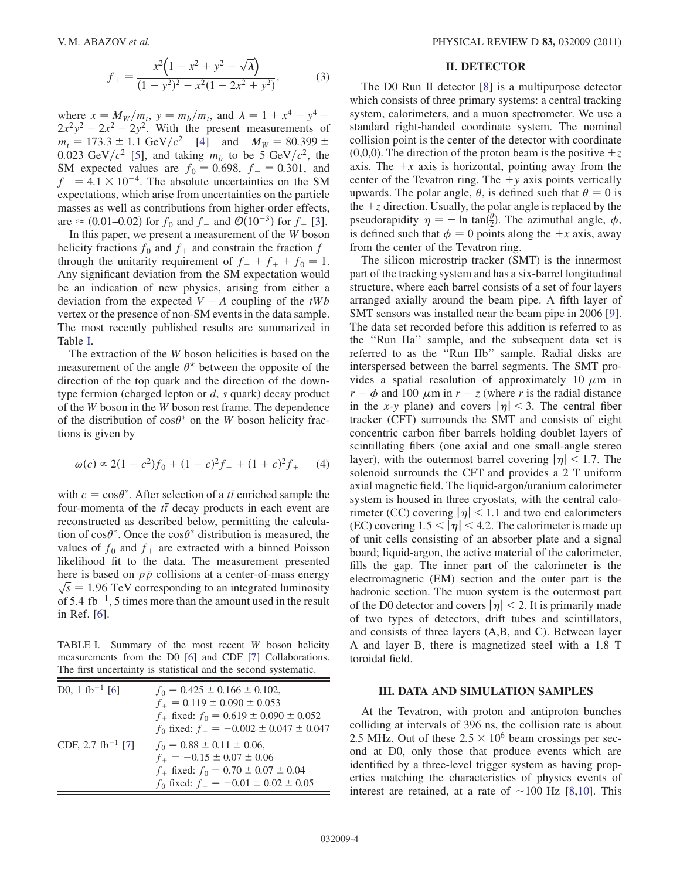$$f_+ = \frac{x^2\left(1 - x^2 + y^2 - \sqrt{\lambda}\right)}{(1 - y^2)^2 + x^2(1 - 2x^2 + y^2)}, \tag{3}$$

where $x = M_W/m_t$, $y = m_b/m_t$, and $\lambda = 1 + x^4 + y^4 - 2x^2y^2 - 2x^2 - 2y^2$. With the present measurements of $m_t = 173.3 \pm 1.1$ GeV/$c^2$ [4] and $M_W = 80.399 \pm 0.023$ GeV/$c^2$ [5], and taking $m_b$ to be 5 GeV/$c^2$, the SM expected values are $f_0 = 0.698$, $f_- = 0.301$, and $f_+ = 4.1 \times 10^{-4}$. The absolute uncertainties on the SM expectations, which arise from uncertainties on the particle masses as well as contributions from higher-order effects, are $\approx (0.01$–$0.02)$ for $f_0$ and $f_-$ and $\mathcal{O}(10^{-3})$ for $f_+$ [3].

In this paper, we present a measurement of the $W$ boson helicity fractions $f_0$ and $f_+$ and constrain the fraction $f_-$ through the unitarity requirement of $f_- + f_+ + f_0 = 1$. Any significant deviation from the SM expectation would be an indication of new physics, arising from either a deviation from the expected $V - A$ coupling of the $tWb$ vertex or the presence of non-SM events in the data sample. The most recently published results are summarized in Table I.

The extraction of the $W$ boson helicities is based on the measurement of the angle $\theta^\star$ between the opposite of the direction of the top quark and the direction of the down-type fermion (charged lepton or $d$, $s$ quark) decay product of the $W$ boson in the $W$ boson rest frame. The dependence of the distribution of $\cos\theta^*$ on the $W$ boson helicity fractions is given by

$$\omega(c) \propto 2(1 - c^2)f_0 + (1 - c)^2 f_- + (1 + c)^2 f_+ \tag{4}$$

with $c = \cos\theta^*$. After selection of a $t\bar{t}$ enriched sample the four-momenta of the $t\bar{t}$ decay products in each event are reconstructed as described below, permitting the calculation of $\cos\theta^*$. Once the $\cos\theta^*$ distribution is measured, the values of $f_0$ and $f_+$ are extracted with a binned Poisson likelihood fit to the data. The measurement presented here is based on $p\bar{p}$ collisions at a center-of-mass energy $\sqrt{s} = 1.96$ TeV corresponding to an integrated luminosity of 5.4 fb$^{-1}$, 5 times more than the amount used in the result in Ref. [6].

TABLE I. Summary of the most recent $W$ boson helicity measurements from the D0 [6] and CDF [7] Collaborations. The first uncertainty is statistical and the second systematic.

| | |
|---|---|
| D0, 1 fb$^{-1}$ [6] | $f_0 = 0.425 \pm 0.166 \pm 0.102$, |
| | $f_+ = 0.119 \pm 0.090 \pm 0.053$ |
| | $f_+$ fixed: $f_0 = 0.619 \pm 0.090 \pm 0.052$ |
| | $f_0$ fixed: $f_+ = -0.002 \pm 0.047 \pm 0.047$ |
| CDF, 2.7 fb$^{-1}$ [7] | $f_0 = 0.88 \pm 0.11 \pm 0.06$, |
| | $f_+ = -0.15 \pm 0.07 \pm 0.06$ |
| | $f_+$ fixed: $f_0 = 0.70 \pm 0.07 \pm 0.04$ |
| | $f_0$ fixed: $f_+ = -0.01 \pm 0.02 \pm 0.05$ |

## II. DETECTOR

The D0 Run II detector [8] is a multipurpose detector which consists of three primary systems: a central tracking system, calorimeters, and a muon spectrometer. We use a standard right-handed coordinate system. The nominal collision point is the center of the detector with coordinate (0,0,0). The direction of the proton beam is the positive $+z$ axis. The $+x$ axis is horizontal, pointing away from the center of the Tevatron ring. The $+y$ axis points vertically upwards. The polar angle, $\theta$, is defined such that $\theta = 0$ is the $+z$ direction. Usually, the polar angle is replaced by the pseudorapidity $\eta = -\ln\tan(\frac{\theta}{2})$. The azimuthal angle, $\phi$, is defined such that $\phi = 0$ points along the $+x$ axis, away from the center of the Tevatron ring.

The silicon microstrip tracker (SMT) is the innermost part of the tracking system and has a six-barrel longitudinal structure, where each barrel consists of a set of four layers arranged axially around the beam pipe. A fifth layer of SMT sensors was installed near the beam pipe in 2006 [9]. The data set recorded before this addition is referred to as the "Run IIa" sample, and the subsequent data set is referred to as the "Run IIb" sample. Radial disks are interspersed between the barrel segments. The SMT provides a spatial resolution of approximately 10 $\mu$m in $r - \phi$ and 100 $\mu$m in $r - z$ (where $r$ is the radial distance in the $x$-$y$ plane) and covers $|\eta| < 3$. The central fiber tracker (CFT) surrounds the SMT and consists of eight concentric carbon fiber barrels holding doublet layers of scintillating fibers (one axial and one small-angle stereo layer), with the outermost barrel covering $|\eta| < 1.7$. The solenoid surrounds the CFT and provides a 2 T uniform axial magnetic field. The liquid-argon/uranium calorimeter system is housed in three cryostats, with the central calorimeter (CC) covering $|\eta| < 1.1$ and two end calorimeters (EC) covering $1.5 < |\eta| < 4.2$. The calorimeter is made up of unit cells consisting of an absorber plate and a signal board; liquid-argon, the active material of the calorimeter, fills the gap. The inner part of the calorimeter is the electromagnetic (EM) section and the outer part is the hadronic section. The muon system is the outermost part of the D0 detector and covers $|\eta| < 2$. It is primarily made of two types of detectors, drift tubes and scintillators, and consists of three layers (A,B, and C). Between layer A and layer B, there is magnetized steel with a 1.8 T toroidal field.

## III. DATA AND SIMULATION SAMPLES

At the Tevatron, with proton and antiproton bunches colliding at intervals of 396 ns, the collision rate is about 2.5 MHz. Out of these $2.5 \times 10^6$ beam crossings per second at D0, only those that produce events which are identified by a three-level trigger system as having properties matching the characteristics of physics events of interest are retained, at a rate of $\sim$100 Hz [8,10]. This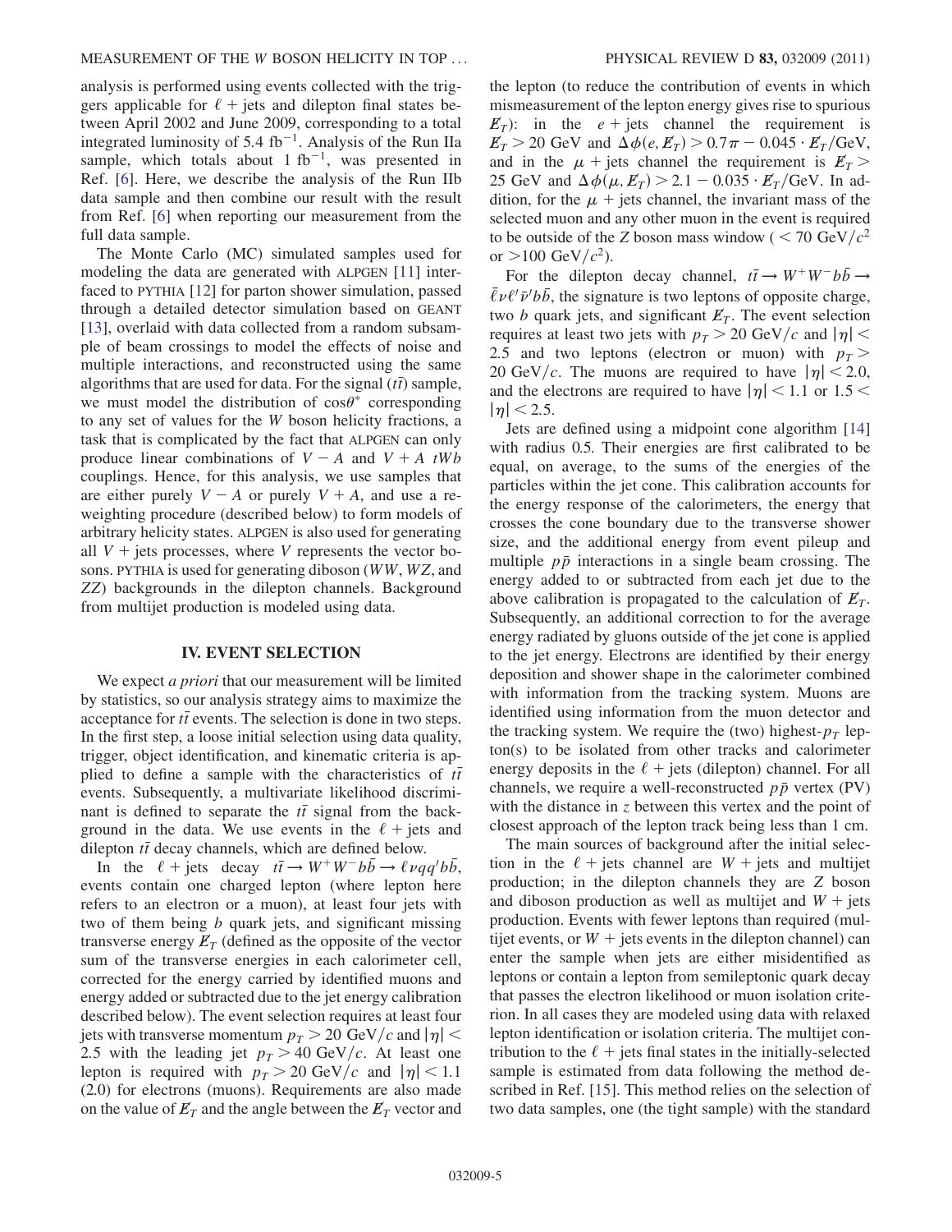analysis is performed using events collected with the triggers applicable for $\ell$ + jets and dilepton final states between April 2002 and June 2009, corresponding to a total integrated luminosity of 5.4 fb$^{-1}$. Analysis of the Run IIa sample, which totals about 1 fb$^{-1}$, was presented in Ref. [6]. Here, we describe the analysis of the Run IIb data sample and then combine our result with the result from Ref. [6] when reporting our measurement from the full data sample.

The Monte Carlo (MC) simulated samples used for modeling the data are generated with ALPGEN [11] interfaced to PYTHIA [12] for parton shower simulation, passed through a detailed detector simulation based on GEANT [13], overlaid with data collected from a random subsample of beam crossings to model the effects of noise and multiple interactions, and reconstructed using the same algorithms that are used for data. For the signal ($t\bar{t}$) sample, we must model the distribution of $\cos\theta^*$ corresponding to any set of values for the $W$ boson helicity fractions, a task that is complicated by the fact that ALPGEN can only produce linear combinations of $V - A$ and $V + A$ $tWb$ couplings. Hence, for this analysis, we use samples that are either purely $V - A$ or purely $V + A$, and use a reweighting procedure (described below) to form models of arbitrary helicity states. ALPGEN is also used for generating all $V$ + jets processes, where $V$ represents the vector bosons. PYTHIA is used for generating diboson ($WW$, $WZ$, and $ZZ$) backgrounds in the dilepton channels. Background from multijet production is modeled using data.

## IV. EVENT SELECTION

We expect *a priori* that our measurement will be limited by statistics, so our analysis strategy aims to maximize the acceptance for $t\bar{t}$ events. The selection is done in two steps. In the first step, a loose initial selection using data quality, trigger, object identification, and kinematic criteria is applied to define a sample with the characteristics of $t\bar{t}$ events. Subsequently, a multivariate likelihood discriminant is defined to separate the $t\bar{t}$ signal from the background in the data. We use events in the $\ell$ + jets and dilepton $t\bar{t}$ decay channels, which are defined below.

In the $\ell$ + jets decay $t\bar{t} \rightarrow W^+W^-b\bar{b} \rightarrow \ell\nu qq'b\bar{b}$, events contain one charged lepton (where lepton here refers to an electron or a muon), at least four jets with two of them being $b$ quark jets, and significant missing transverse energy $\not{E}_T$ (defined as the opposite of the vector sum of the transverse energies in each calorimeter cell, corrected for the energy carried by identified muons and energy added or subtracted due to the jet energy calibration described below). The event selection requires at least four jets with transverse momentum $p_T > 20$ GeV/$c$ and $|\eta| < 2.5$ with the leading jet $p_T > 40$ GeV/$c$. At least one lepton is required with $p_T > 20$ GeV/$c$ and $|\eta| < 1.1$ (2.0) for electrons (muons). Requirements are also made on the value of $\not{E}_T$ and the angle between the $\not{E}_T$ vector and the lepton (to reduce the contribution of events in which mismeasurement of the lepton energy gives rise to spurious $\not{E}_T$): in the $e$ + jets channel the requirement is $\not{E}_T > 20$ GeV and $\Delta\phi(e, \not{E}_T) > 0.7\pi - 0.045 \cdot \not{E}_T/\text{GeV}$, and in the $\mu$ + jets channel the requirement is $\not{E}_T > 25$ GeV and $\Delta\phi(\mu, \not{E}_T) > 2.1 - 0.035 \cdot \not{E}_T/\text{GeV}$. In addition, for the $\mu$ + jets channel, the invariant mass of the selected muon and any other muon in the event is required to be outside of the $Z$ boson mass window ($< 70$ GeV/$c^2$ or $> 100$ GeV/$c^2$).

For the dilepton decay channel, $t\bar{t} \rightarrow W^+W^-b\bar{b} \rightarrow \bar{\ell}\nu\ell'\bar{\nu}'b\bar{b}$, the signature is two leptons of opposite charge, two $b$ quark jets, and significant $\not{E}_T$. The event selection requires at least two jets with $p_T > 20$ GeV/$c$ and $|\eta| < 2.5$ and two leptons (electron or muon) with $p_T > 20$ GeV/$c$. The muons are required to have $|\eta| < 2.0$, and the electrons are required to have $|\eta| < 1.1$ or $1.5 < |\eta| < 2.5$.

Jets are defined using a midpoint cone algorithm [14] with radius 0.5. Their energies are first calibrated to be equal, on average, to the sums of the energies of the particles within the jet cone. This calibration accounts for the energy response of the calorimeters, the energy that crosses the cone boundary due to the transverse shower size, and the additional energy from event pileup and multiple $p\bar{p}$ interactions in a single beam crossing. The energy added to or subtracted from each jet due to the above calibration is propagated to the calculation of $\not{E}_T$. Subsequently, an additional correction to for the average energy radiated by gluons outside of the jet cone is applied to the jet energy. Electrons are identified by their energy deposition and shower shape in the calorimeter combined with information from the tracking system. Muons are identified using information from the muon detector and the tracking system. We require the (two) highest-$p_T$ lepton(s) to be isolated from other tracks and calorimeter energy deposits in the $\ell$ + jets (dilepton) channel. For all channels, we require a well-reconstructed $p\bar{p}$ vertex (PV) with the distance in $z$ between this vertex and the point of closest approach of the lepton track being less than 1 cm.

The main sources of background after the initial selection in the $\ell$ + jets channel are $W$ + jets and multijet production; in the dilepton channels they are $Z$ boson and diboson production as well as multijet and $W$ + jets production. Events with fewer leptons than required (multijet events, or $W$ + jets events in the dilepton channel) can enter the sample when jets are either misidentified as leptons or contain a lepton from semileptonic quark decay that passes the electron likelihood or muon isolation criterion. In all cases they are modeled using data with relaxed lepton identification or isolation criteria. The multijet contribution to the $\ell$ + jets final states in the initially-selected sample is estimated from data following the method described in Ref. [15]. This method relies on the selection of two data samples, one (the tight sample) with the standard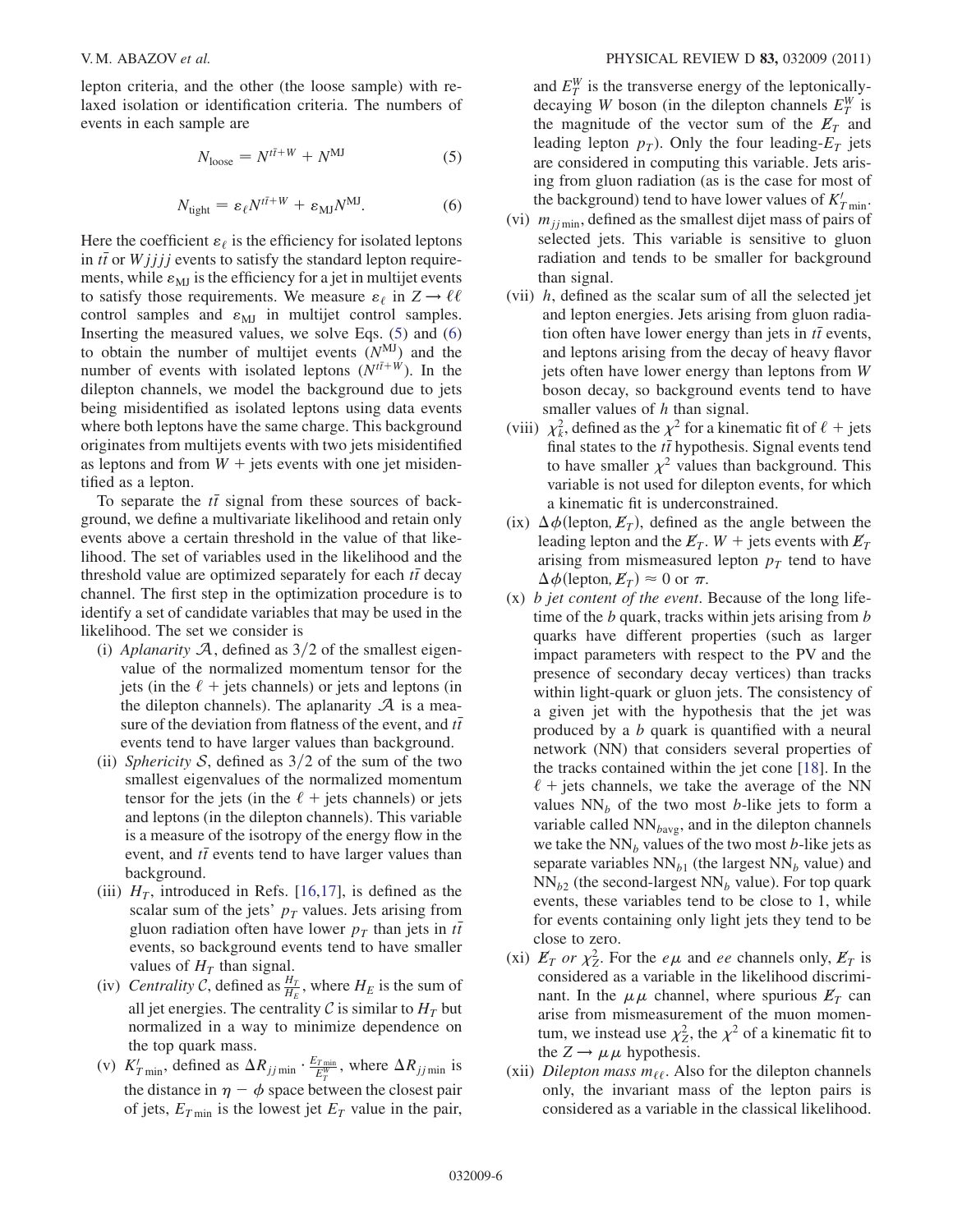lepton criteria, and the other (the loose sample) with relaxed isolation or identification criteria. The numbers of events in each sample are

$$N_{\text{loose}} = N^{t\bar{t}+W} + N^{\text{MJ}} \tag{5}$$

$$N_{\text{tight}} = \varepsilon_{\ell} N^{t\bar{t}+W} + \varepsilon_{\text{MJ}} N^{\text{MJ}}. \tag{6}$$

Here the coefficient $\varepsilon_{\ell}$ is the efficiency for isolated leptons in $t\bar{t}$ or $Wjjjj$ events to satisfy the standard lepton requirements, while $\varepsilon_{\text{MJ}}$ is the efficiency for a jet in multijet events to satisfy those requirements. We measure $\varepsilon_{\ell}$ in $Z \to \ell\ell$ control samples and $\varepsilon_{\text{MJ}}$ in multijet control samples. Inserting the measured values, we solve Eqs. (5) and (6) to obtain the number of multijet events ($N^{\text{MJ}}$) and the number of events with isolated leptons ($N^{t\bar{t}+W}$). In the dilepton channels, we model the background due to jets being misidentified as isolated leptons using data events where both leptons have the same charge. This background originates from multijets events with two jets misidentified as leptons and from $W$ + jets events with one jet misidentified as a lepton.

To separate the $t\bar{t}$ signal from these sources of background, we define a multivariate likelihood and retain only events above a certain threshold in the value of that likelihood. The set of variables used in the likelihood and the threshold value are optimized separately for each $t\bar{t}$ decay channel. The first step in the optimization procedure is to identify a set of candidate variables that may be used in the likelihood. The set we consider is

(i) *Aplanarity* $\mathcal{A}$, defined as $3/2$ of the smallest eigenvalue of the normalized momentum tensor for the jets (in the $\ell$ + jets channels) or jets and leptons (in the dilepton channels). The aplanarity $\mathcal{A}$ is a measure of the deviation from flatness of the event, and $t\bar{t}$ events tend to have larger values than background.

(ii) *Sphericity* $\mathcal{S}$, defined as $3/2$ of the sum of the two smallest eigenvalues of the normalized momentum tensor for the jets (in the $\ell$ + jets channels) or jets and leptons (in the dilepton channels). This variable is a measure of the isotropy of the energy flow in the event, and $t\bar{t}$ events tend to have larger values than background.

(iii) $H_T$, introduced in Refs. [16,17], is defined as the scalar sum of the jets' $p_T$ values. Jets arising from gluon radiation often have lower $p_T$ than jets in $t\bar{t}$ events, so background events tend to have smaller values of $H_T$ than signal.

(iv) *Centrality* $\mathcal{C}$, defined as $\frac{H_T}{H_E}$, where $H_E$ is the sum of all jet energies. The centrality $\mathcal{C}$ is similar to $H_T$ but normalized in a way to minimize dependence on the top quark mass.

(v) $K'_{T\min}$, defined as $\Delta R_{jj\min} \cdot \frac{E_{T\min}}{E_T^W}$, where $\Delta R_{jj\min}$ is the distance in $\eta - \phi$ space between the closest pair of jets, $E_{T\min}$ is the lowest jet $E_T$ value in the pair, and $E_T^W$ is the transverse energy of the leptonically-decaying $W$ boson (in the dilepton channels $E_T^W$ is the magnitude of the vector sum of the $\not\!\!E_T$ and leading lepton $p_T$). Only the four leading-$E_T$ jets are considered in computing this variable. Jets arising from gluon radiation (as is the case for most of the background) tend to have lower values of $K'_{T\min}$.

(vi) $m_{jj\min}$, defined as the smallest dijet mass of pairs of selected jets. This variable is sensitive to gluon radiation and tends to be smaller for background than signal.

(vii) $h$, defined as the scalar sum of all the selected jet and lepton energies. Jets arising from gluon radiation often have lower energy than jets in $t\bar{t}$ events, and leptons arising from the decay of heavy flavor jets often have lower energy than leptons from $W$ boson decay, so background events tend to have smaller values of $h$ than signal.

(viii) $\chi^2_k$, defined as the $\chi^2$ for a kinematic fit of $\ell$ + jets final states to the $t\bar{t}$ hypothesis. Signal events tend to have smaller $\chi^2$ values than background. This variable is not used for dilepton events, for which a kinematic fit is underconstrained.

(ix) $\Delta\phi(\text{lepton}, \not\!\!E_T)$, defined as the angle between the leading lepton and the $\not\!\!E_T$. $W$ + jets events with $\not\!\!E_T$ arising from mismeasured lepton $p_T$ tend to have $\Delta\phi(\text{lepton}, \not\!\!E_T) \approx 0$ or $\pi$.

(x) *b jet content of the event*. Because of the long lifetime of the $b$ quark, tracks within jets arising from $b$ quarks have different properties (such as larger impact parameters with respect to the PV and the presence of secondary decay vertices) than tracks within light-quark or gluon jets. The consistency of a given jet with the hypothesis that the jet was produced by a $b$ quark is quantified with a neural network (NN) that considers several properties of the tracks contained within the jet cone [18]. In the $\ell$ + jets channels, we take the average of the NN values $\text{NN}_b$ of the two most $b$-like jets to form a variable called $\text{NN}_{b\text{avg}}$, and in the dilepton channels we take the $\text{NN}_b$ values of the two most $b$-like jets as separate variables $\text{NN}_{b1}$ (the largest $\text{NN}_b$ value) and $\text{NN}_{b2}$ (the second-largest $\text{NN}_b$ value). For top quark events, these variables tend to be close to 1, while for events containing only light jets they tend to be close to zero.

(xi) $\not\!\!E_T$ *or* $\chi^2_Z$. For the $e\mu$ and $ee$ channels only, $\not\!\!E_T$ is considered as a variable in the likelihood discriminant. In the $\mu\mu$ channel, where spurious $\not\!\!E_T$ can arise from mismeasurement of the muon momentum, we instead use $\chi^2_Z$, the $\chi^2$ of a kinematic fit to the $Z \to \mu\mu$ hypothesis.

(xii) *Dilepton mass* $m_{\ell\ell}$. Also for the dilepton channels only, the invariant mass of the lepton pairs is considered as a variable in the classical likelihood.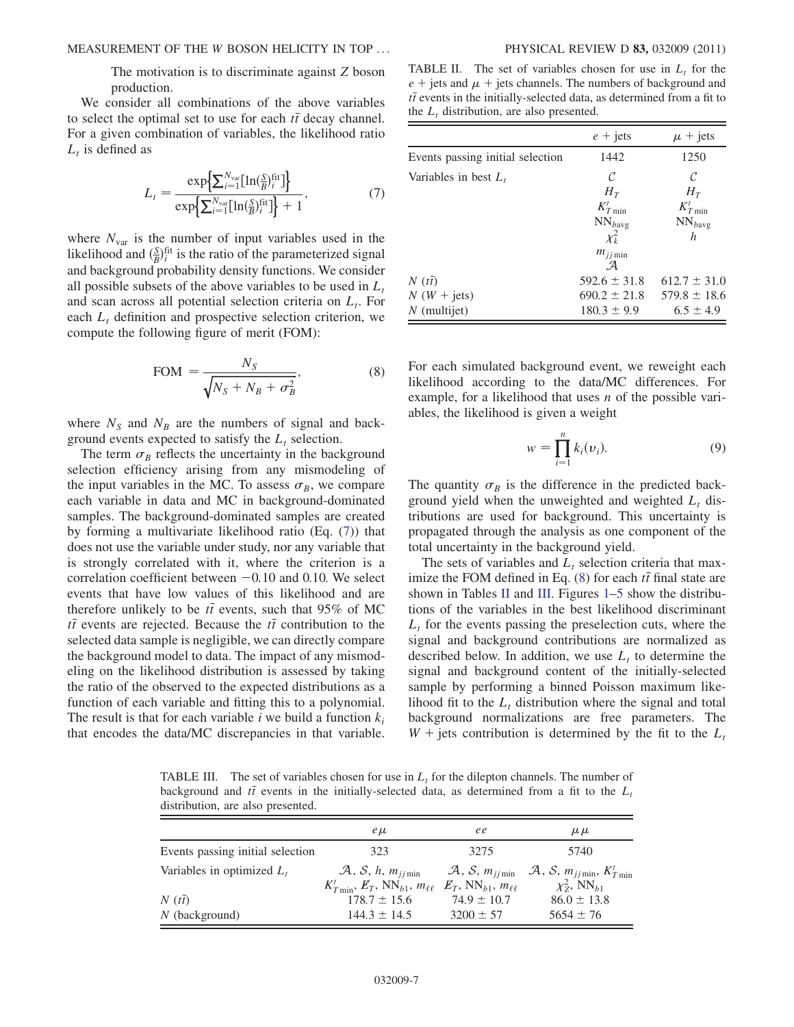The motivation is to discriminate against $Z$ boson production.

We consider all combinations of the above variables to select the optimal set to use for each $t\bar{t}$ decay channel. For a given combination of variables, the likelihood ratio $L_t$ is defined as

$$L_t = \frac{\exp\left\{\sum_{i=1}^{N_{\rm var}}\left[\ln\left(\frac{S}{B}\right)_i^{\rm fit}\right]\right\}}{\exp\left\{\sum_{i=1}^{N_{\rm var}}\left[\ln\left(\frac{S}{B}\right)_i^{\rm fit}\right]\right\} + 1}, \tag{7}$$

where $N_{\rm var}$ is the number of input variables used in the likelihood and $\left(\frac{S}{B}\right)_i^{\rm fit}$ is the ratio of the parameterized signal and background probability density functions. We consider all possible subsets of the above variables to be used in $L_t$ and scan across all potential selection criteria on $L_t$. For each $L_t$ definition and prospective selection criterion, we compute the following figure of merit (FOM):

$$\text{FOM} = \frac{N_S}{\sqrt{N_S + N_B + \sigma_B^2}}, \tag{8}$$

where $N_S$ and $N_B$ are the numbers of signal and background events expected to satisfy the $L_t$ selection.

The term $\sigma_B$ reflects the uncertainty in the background selection efficiency arising from any mismodeling of the input variables in the MC. To assess $\sigma_B$, we compare each variable in data and MC in background-dominated samples. The background-dominated samples are created by forming a multivariate likelihood ratio (Eq. (7)) that does not use the variable under study, nor any variable that is strongly correlated with it, where the criterion is a correlation coefficient between $-0.10$ and $0.10$. We select events that have low values of this likelihood and are therefore unlikely to be $t\bar{t}$ events, such that 95% of MC $t\bar{t}$ events are rejected. Because the $t\bar{t}$ contribution to the selected data sample is negligible, we can directly compare the background model to data. The impact of any mismodeling on the likelihood distribution is assessed by taking the ratio of the observed to the expected distributions as a function of each variable and fitting this to a polynomial. The result is that for each variable $i$ we build a function $k_i$ that encodes the data/MC discrepancies in that variable.

TABLE II. The set of variables chosen for use in $L_t$ for the $e$ + jets and $\mu$ + jets channels. The numbers of background and $t\bar{t}$ events in the initially-selected data, as determined from a fit to the $L_t$ distribution, are also presented.

| | $e$ + jets | $\mu$ + jets |
|---|---|---|
| Events passing initial selection | 1442 | 1250 |
| Variables in best $L_t$ | $\mathcal{C}$, $H_T$, $K'_{T\min}$, $\text{NN}_{b\text{avg}}$, $\chi^2_k$, $m_{jj\min}$, $\mathcal{A}$ | $\mathcal{C}$, $H_T$, $K'_{T\min}$, $\text{NN}_{b\text{avg}}$, $h$ |
| $N$ ($t\bar{t}$) | $592.6 \pm 31.8$ | $612.7 \pm 31.0$ |
| $N$ ($W$ + jets) | $690.2 \pm 21.8$ | $579.8 \pm 18.6$ |
| $N$ (multijet) | $180.3 \pm 9.9$ | $6.5 \pm 4.9$ |

For each simulated background event, we reweight each likelihood according to the data/MC differences. For example, for a likelihood that uses $n$ of the possible variables, the likelihood is given a weight

$$w = \prod_{i=1}^{n} k_i(v_i). \tag{9}$$

The quantity $\sigma_B$ is the difference in the predicted background yield when the unweighted and weighted $L_t$ distributions are used for background. This uncertainty is propagated through the analysis as one component of the total uncertainty in the background yield.

The sets of variables and $L_t$ selection criteria that maximize the FOM defined in Eq. (8) for each $t\bar{t}$ final state are shown in Tables II and III. Figures 1–5 show the distributions of the variables in the best likelihood discriminant $L_t$ for the events passing the preselection cuts, where the signal and background contributions are normalized as described below. In addition, we use $L_t$ to determine the signal and background content of the initially-selected sample by performing a binned Poisson maximum likelihood fit to the $L_t$ distribution where the signal and total background normalizations are free parameters. The $W$ + jets contribution is determined by the fit to the $L_t$

TABLE III. The set of variables chosen for use in $L_t$ for the dilepton channels. The number of background and $t\bar{t}$ events in the initially-selected data, as determined from a fit to the $L_t$ distribution, are also presented.

| | $e\mu$ | $ee$ | $\mu\mu$ |
|---|---|---|---|
| Events passing initial selection | 323 | 3275 | 5740 |
| Variables in optimized $L_t$ | $\mathcal{A}$, $\mathcal{S}$, $h$, $m_{jj\min}$, $K'_{T\min}$, $\not{E}_T$, $\text{NN}_{b1}$, $m_{\ell\ell}$ | $\mathcal{A}$, $\mathcal{S}$, $m_{jj\min}$, $\not{E}_T$, $\text{NN}_{b1}$, $m_{\ell\ell}$ | $\mathcal{A}$, $\mathcal{S}$, $m_{jj\min}$, $K'_{T\min}$, $\chi^2_Z$, $\text{NN}_{b1}$ |
| $N$ ($t\bar{t}$) | $178.7 \pm 15.6$ | $74.9 \pm 10.7$ | $86.0 \pm 13.8$ |
| $N$ (background) | $144.3 \pm 14.5$ | $3200 \pm 57$ | $5654 \pm 76$ |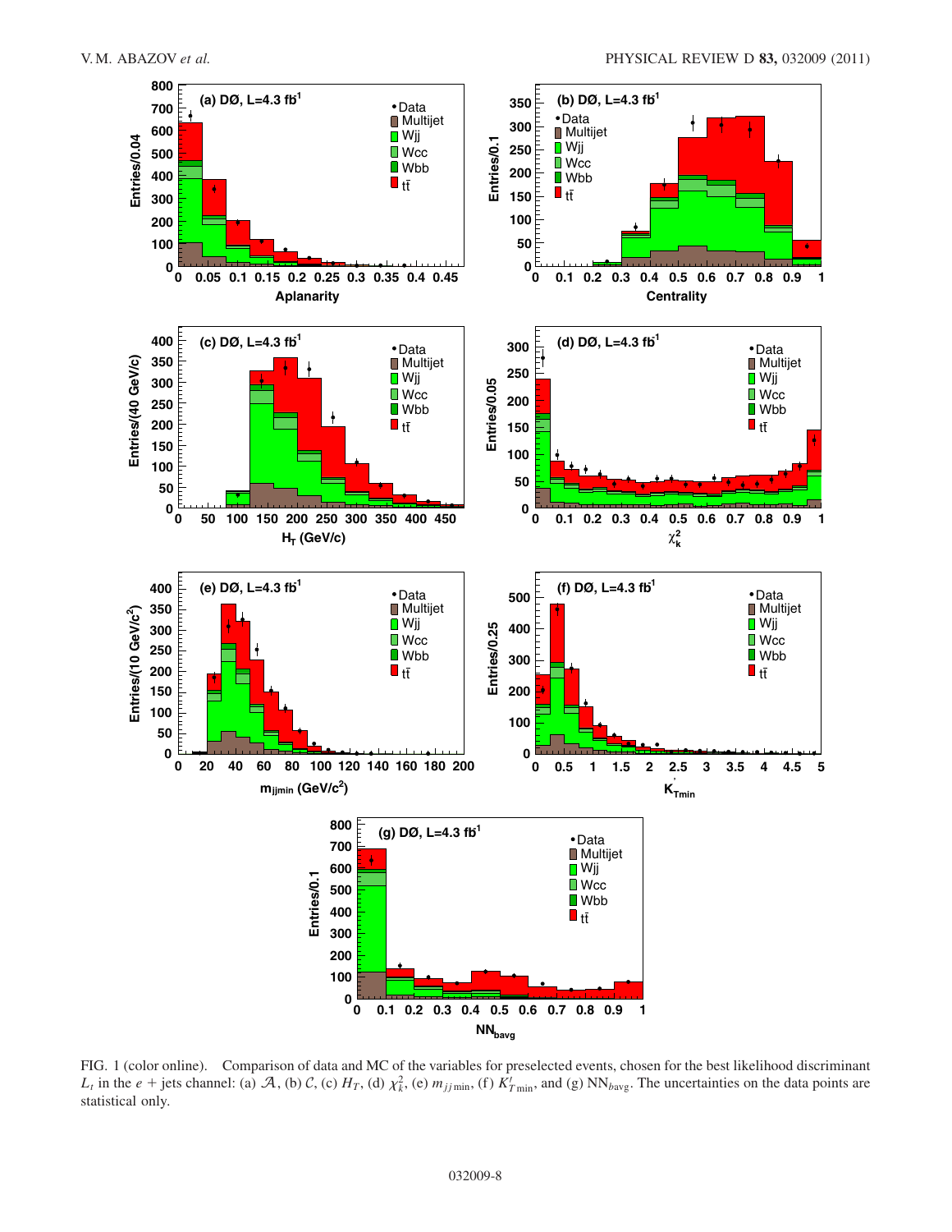FIG. 1 (color online). Comparison of data and MC of the variables for preselected events, chosen for the best likelihood discriminant $L_t$ in the $e$ + jets channel: (a) $\mathcal{A}$, (b) $\mathcal{C}$, (c) $H_T$, (d) $\chi^2_k$, (e) $m_{jj\,\mathrm{min}}$, (f) $K'_{T\mathrm{min}}$, and (g) $\mathrm{NN}_{b\mathrm{avg}}$. The uncertainties on the data points are statistical only.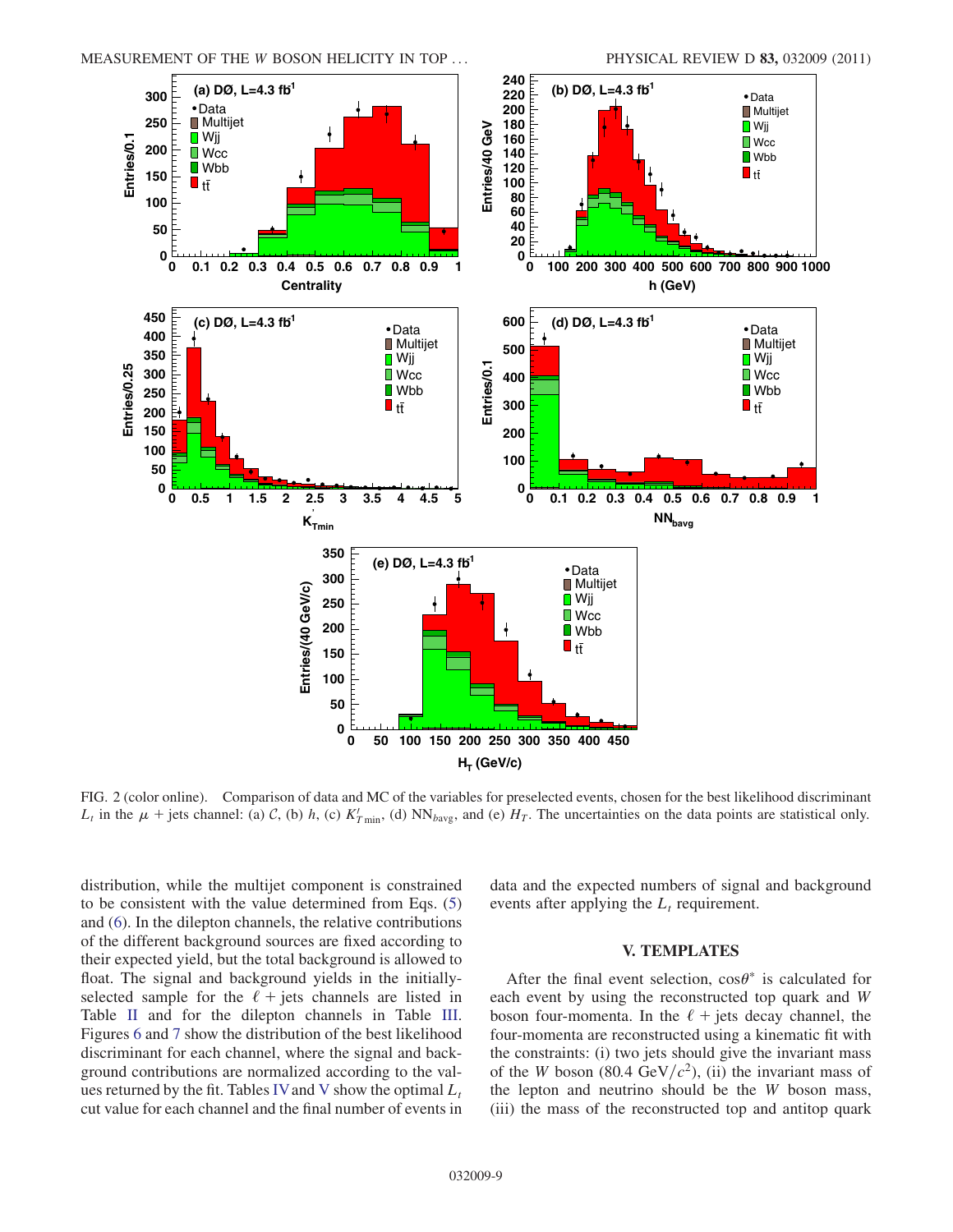FIG. 2 (color online). Comparison of data and MC of the variables for preselected events, chosen for the best likelihood discriminant $L_t$ in the $\mu$ + jets channel: (a) $\mathcal{C}$, (b) $h$, (c) $K'_{T\min}$, (d) $\mathrm{NN}_{b\mathrm{avg}}$, and (e) $H_T$. The uncertainties on the data points are statistical only.

distribution, while the multijet component is constrained to be consistent with the value determined from Eqs. (5) and (6). In the dilepton channels, the relative contributions of the different background sources are fixed according to their expected yield, but the total background is allowed to float. The signal and background yields in the initially-selected sample for the $\ell$ + jets channels are listed in Table II and for the dilepton channels in Table III. Figures 6 and 7 show the distribution of the best likelihood discriminant for each channel, where the signal and background contributions are normalized according to the values returned by the fit. Tables IV and V show the optimal $L_t$ cut value for each channel and the final number of events in data and the expected numbers of signal and background events after applying the $L_t$ requirement.

## V. TEMPLATES

After the final event selection, $\cos\theta^*$ is calculated for each event by using the reconstructed top quark and $W$ boson four-momenta. In the $\ell$ + jets decay channel, the four-momenta are reconstructed using a kinematic fit with the constraints: (i) two jets should give the invariant mass of the $W$ boson (80.4 GeV$/c^2$), (ii) the invariant mass of the lepton and neutrino should be the $W$ boson mass, (iii) the mass of the reconstructed top and antitop quark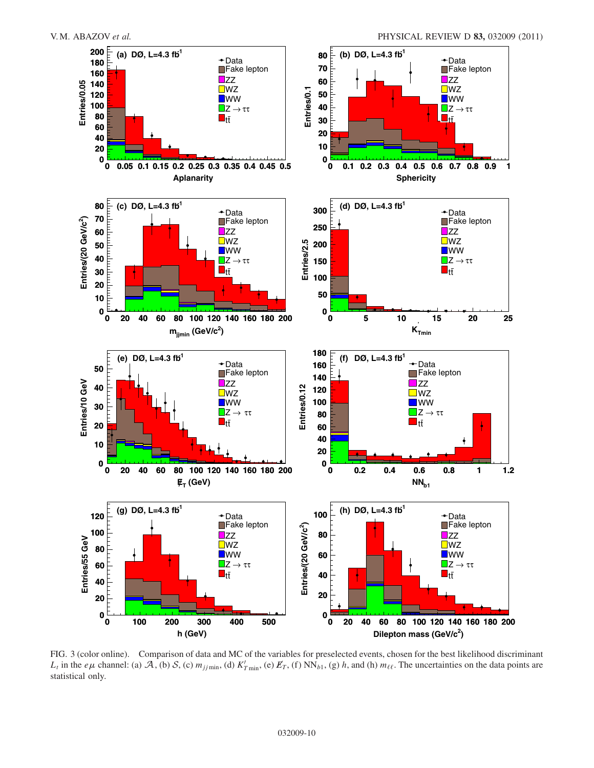FIG. 3 (color online). Comparison of data and MC of the variables for preselected events, chosen for the best likelihood discriminant $L_t$ in the $e\mu$ channel: (a) $\mathcal{A}$, (b) $\mathcal{S}$, (c) $m_{jj\,\mathrm{min}}$, (d) $K'_{T\,\mathrm{min}}$, (e) $\not{E}_T$, (f) $\mathrm{NN}_{b1}$, (g) $h$, and (h) $m_{\ell\ell}$. The uncertainties on the data points are statistical only.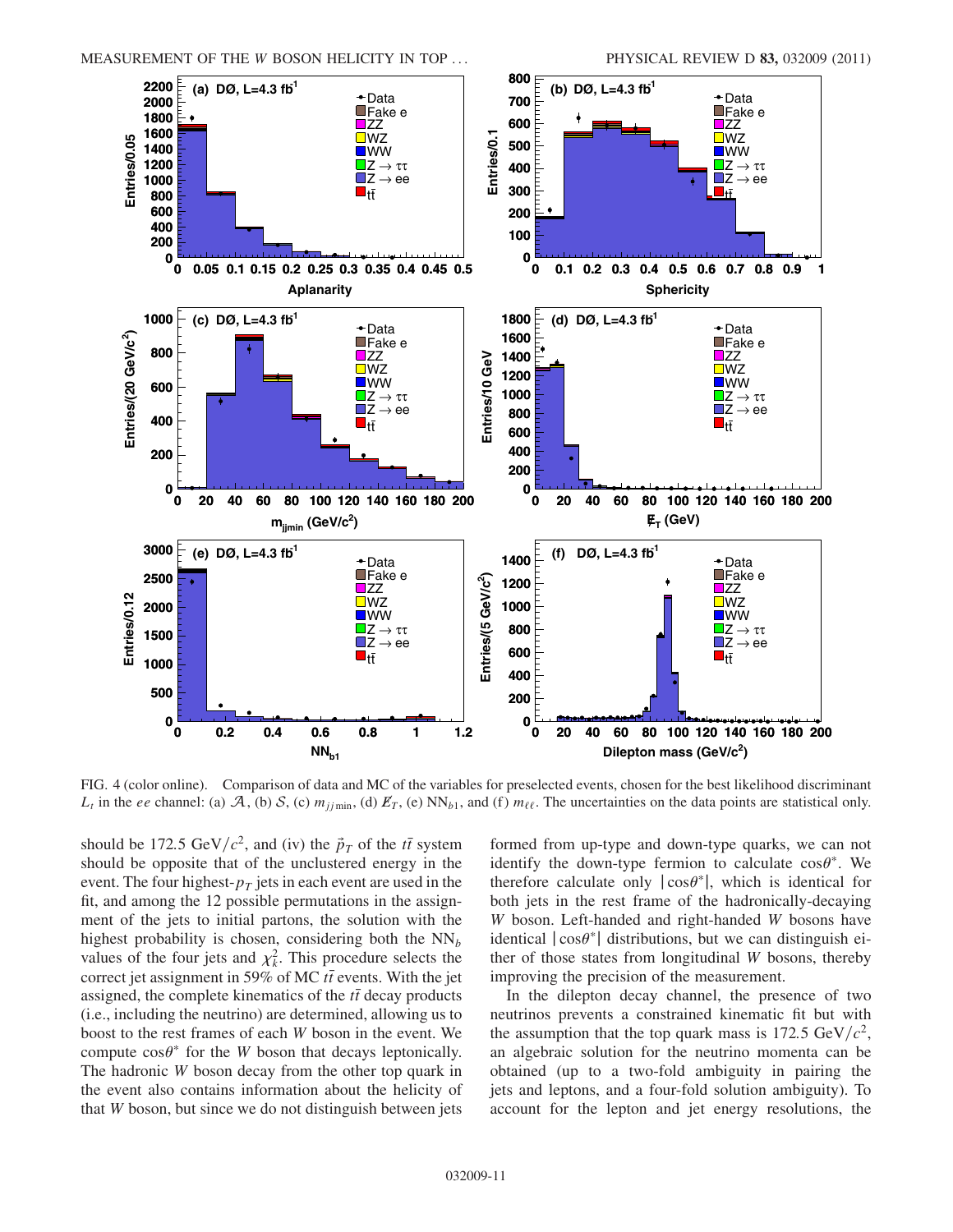FIG. 4 (color online). Comparison of data and MC of the variables for preselected events, chosen for the best likelihood discriminant $L_t$ in the $ee$ channel: (a) $\mathcal{A}$, (b) $\mathcal{S}$, (c) $m_{jj\,\mathrm{min}}$, (d) $\not{E}_T$, (e) $\mathrm{NN}_{b1}$, and (f) $m_{\ell\ell}$. The uncertainties on the data points are statistical only.

should be 172.5 GeV/$c^2$, and (iv) the $\vec{p}_T$ of the $t\bar{t}$ system should be opposite that of the unclustered energy in the event. The four highest-$p_T$ jets in each event are used in the fit, and among the 12 possible permutations in the assignment of the jets to initial partons, the solution with the highest probability is chosen, considering both the $\mathrm{NN}_b$ values of the four jets and $\chi^2_k$. This procedure selects the correct jet assignment in 59% of MC $t\bar{t}$ events. With the jet assigned, the complete kinematics of the $t\bar{t}$ decay products (i.e., including the neutrino) are determined, allowing us to boost to the rest frames of each $W$ boson in the event. We compute $\cos\theta^*$ for the $W$ boson that decays leptonically. The hadronic $W$ boson decay from the other top quark in the event also contains information about the helicity of that $W$ boson, but since we do not distinguish between jets formed from up-type and down-type quarks, we can not identify the down-type fermion to calculate $\cos\theta^*$. We therefore calculate only $|\cos\theta^*|$, which is identical for both jets in the rest frame of the hadronically-decaying $W$ boson. Left-handed and right-handed $W$ bosons have identical $|\cos\theta^*|$ distributions, but we can distinguish either of those states from longitudinal $W$ bosons, thereby improving the precision of the measurement.

In the dilepton decay channel, the presence of two neutrinos prevents a constrained kinematic fit but with the assumption that the top quark mass is 172.5 GeV/$c^2$, an algebraic solution for the neutrino momenta can be obtained (up to a two-fold ambiguity in pairing the jets and leptons, and a four-fold solution ambiguity). To account for the lepton and jet energy resolutions, the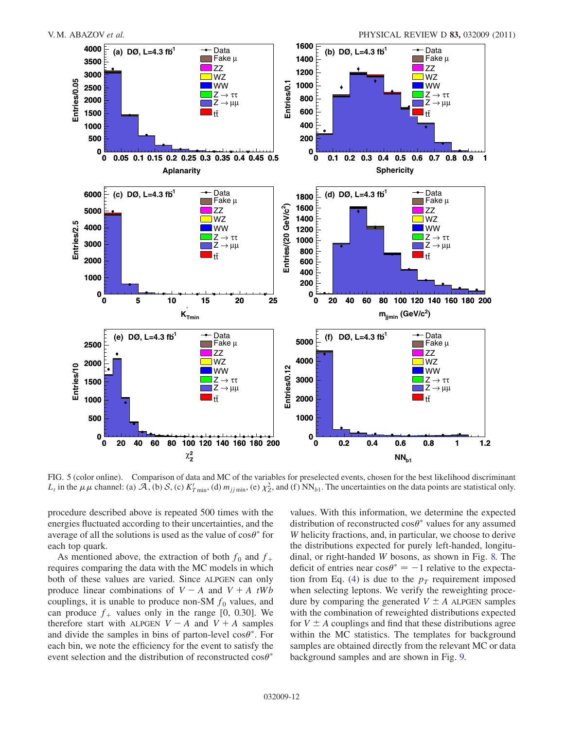FIG. 5 (color online). Comparison of data and MC of the variables for preselected events, chosen for the best likelihood discriminant $L_t$ in the $\mu\mu$ channel: (a) $\mathcal{A}$, (b) $\mathcal{S}$, (c) $K'_{T\,\mathrm{min}}$, (d) $m_{jj\,\mathrm{min}}$, (e) $\chi^2_Z$, and (f) $\mathrm{NN}_{b1}$. The uncertainties on the data points are statistical only.

procedure described above is repeated 500 times with the energies fluctuated according to their uncertainties, and the average of all the solutions is used as the value of $\cos\theta^*$ for each top quark.

As mentioned above, the extraction of both $f_0$ and $f_+$ requires comparing the data with the MC models in which both of these values are varied. Since ALPGEN can only produce linear combinations of $V - A$ and $V + A$ $tWb$ couplings, it is unable to produce non-SM $f_0$ values, and can produce $f_+$ values only in the range [0, 0.30]. We therefore start with ALPGEN $V - A$ and $V + A$ samples and divide the samples in bins of parton-level $\cos\theta^*$. For each bin, we note the efficiency for the event to satisfy the event selection and the distribution of reconstructed $\cos\theta^*$ values. With this information, we determine the expected distribution of reconstructed $\cos\theta^*$ values for any assumed $W$ helicity fractions, and, in particular, we choose to derive the distributions expected for purely left-handed, longitudinal, or right-handed $W$ bosons, as shown in Fig. 8. The deficit of entries near $\cos\theta^* = -1$ relative to the expectation from Eq. (4) is due to the $p_T$ requirement imposed when selecting leptons. We verify the reweighting procedure by comparing the generated $V \pm A$ ALPGEN samples with the combination of reweighted distributions expected for $V \pm A$ couplings and find that these distributions agree within the MC statistics. The templates for background samples are obtained directly from the relevant MC or data background samples and are shown in Fig. 9.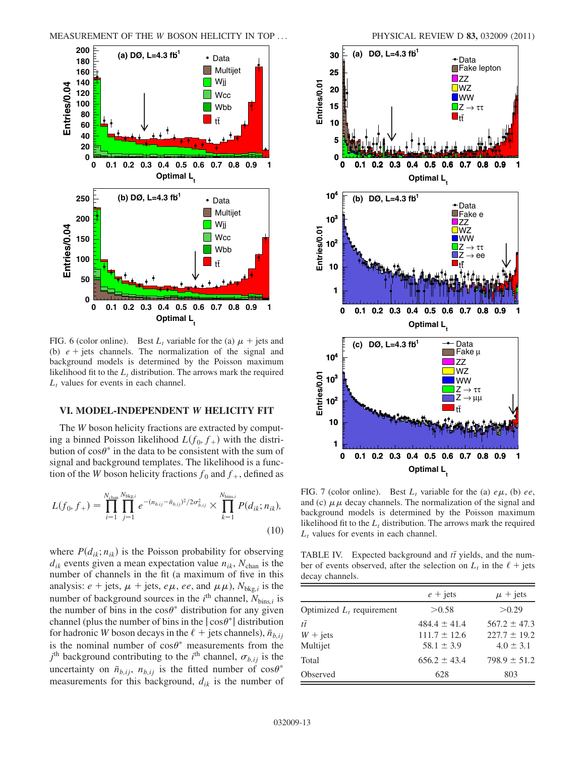FIG. 6 (color online). Best $L_t$ variable for the (a) $\mu$ + jets and (b) $e$ + jets channels. The normalization of the signal and background models is determined by the Poisson maximum likelihood fit to the $L_t$ distribution. The arrows mark the required $L_t$ values for events in each channel.

## VI. MODEL-INDEPENDENT W HELICITY FIT

The $W$ boson helicity fractions are extracted by computing a binned Poisson likelihood $L(f_0, f_+)$ with the distribution of $\cos\theta^*$ in the data to be consistent with the sum of signal and background templates. The likelihood is a function of the $W$ boson helicity fractions $f_0$ and $f_+$, defined as

$$L(f_0, f_+) = \prod_{i=1}^{N_{\rm chan}} \prod_{j=1}^{N_{\rm bkg,i}} e^{-(n_{b,ij} - \bar{n}_{b,ij})^2/2\sigma^2_{b,ij}} \times \prod_{k=1}^{N_{\rm bins,i}} P(d_{ik}; n_{ik}), \tag{10}$$

where $P(d_{ik}; n_{ik})$ is the Poisson probability for observing $d_{ik}$ events given a mean expectation value $n_{ik}$, $N_{\rm chan}$ is the number of channels in the fit (a maximum of five in this analysis: $e$ + jets, $\mu$ + jets, $e\mu$, $ee$, and $\mu\mu$), $N_{{\rm bkg},i}$ is the number of background sources in the $i^{\rm th}$ channel, $N_{{\rm bins},i}$ is the number of bins in the $\cos\theta^*$ distribution for any given channel (plus the number of bins in the $|\cos\theta^*|$ distribution for hadronic $W$ boson decays in the $\ell$ + jets channels), $\bar{n}_{b,ij}$ is the nominal number of $\cos\theta^*$ measurements from the $j^{\rm th}$ background contributing to the $i^{\rm th}$ channel, $\sigma_{b,ij}$ is the uncertainty on $\bar{n}_{b,ij}$, $n_{b,ij}$ is the fitted number of $\cos\theta^*$ measurements for this background, $d_{ik}$ is the number of

FIG. 7 (color online). Best $L_t$ variable for the (a) $e\mu$, (b) $ee$, and (c) $\mu\mu$ decay channels. The normalization of the signal and background models is determined by the Poisson maximum likelihood fit to the $L_t$ distribution. The arrows mark the required $L_t$ values for events in each channel.

TABLE IV. Expected background and $t\bar{t}$ yields, and the number of events observed, after the selection on $L_t$ in the $\ell$ + jets decay channels.

| | $e$ + jets | $\mu$ + jets |
|---|---|---|
| Optimized $L_t$ requirement | $>0.58$ | $>0.29$ |
| $t\bar{t}$ | $484.4 \pm 41.4$ | $567.2 \pm 47.3$ |
| $W$ + jets | $111.7 \pm 12.6$ | $227.7 \pm 19.2$ |
| Multijet | $58.1 \pm 3.9$ | $4.0 \pm 3.1$ |
| Total | $656.2 \pm 43.4$ | $798.9 \pm 51.2$ |
| Observed | 628 | 803 |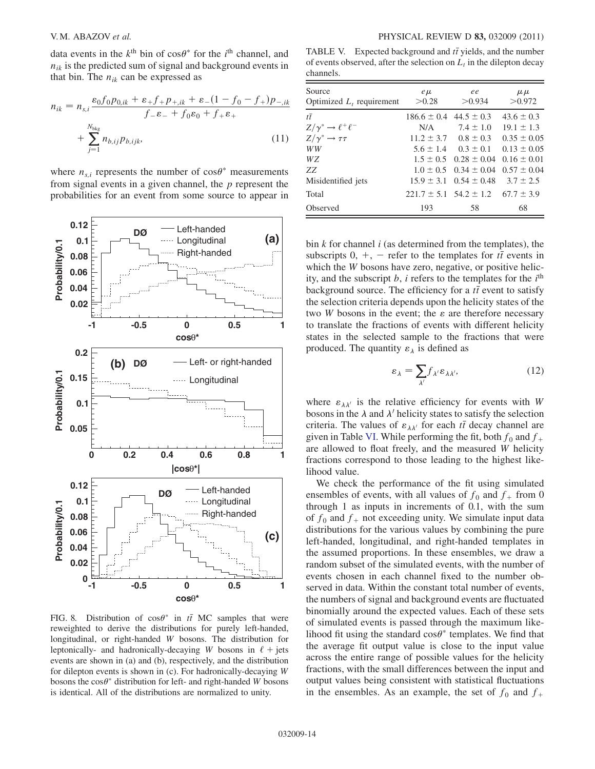data events in the $k^{\mathrm{th}}$ bin of $\cos\theta^*$ for the $i^{\mathrm{th}}$ channel, and $n_{ik}$ is the predicted sum of signal and background events in that bin. The $n_{ik}$ can be expressed as

$$n_{ik} = n_{s,i}\frac{\varepsilon_0 f_0 p_{0,ik} + \varepsilon_+ f_+ p_{+,ik} + \varepsilon_-(1 - f_0 - f_+)p_{-,ik}}{f_-\varepsilon_- + f_0\varepsilon_0 + f_+\varepsilon_+} + \sum_{j=1}^{N_{\mathrm{bkg}}} n_{b,ij}p_{b,ijk}, \tag{11}$$

where $n_{s,i}$ represents the number of $\cos\theta^*$ measurements from signal events in a given channel, the $p$ represent the probabilities for an event from some source to appear in bin $k$ for channel $i$ (as determined from the templates), the subscripts 0, +, − refer to the templates for $t\bar{t}$ events in which the $W$ bosons have zero, negative, or positive helicity, and the subscript $b$, $i$ refers to the templates for the $i^{\mathrm{th}}$ background source. The efficiency for a $t\bar{t}$ event to satisfy the selection criteria depends upon the helicity states of the two $W$ bosons in the event; the $\varepsilon$ are therefore necessary to translate the fractions of events with different helicity states in the selected sample to the fractions that were produced. The quantity $\varepsilon_\lambda$ is defined as

$$\varepsilon_\lambda = \sum_{\lambda'} f_{\lambda'}\varepsilon_{\lambda\lambda'}, \tag{12}$$

where $\varepsilon_{\lambda\lambda'}$ is the relative efficiency for events with $W$ bosons in the $\lambda$ and $\lambda'$ helicity states to satisfy the selection criteria. The values of $\varepsilon_{\lambda\lambda'}$ for each $t\bar{t}$ decay channel are given in Table VI. While performing the fit, both $f_0$ and $f_+$ are allowed to float freely, and the measured $W$ helicity fractions correspond to those leading to the highest likelihood value.

TABLE V. Expected background and $t\bar{t}$ yields, and the number of events observed, after the selection on $L_t$ in the dilepton decay channels.

| Source | $e\mu$ | $ee$ | $\mu\mu$ |
|---|---|---|---|
| Optimized $L_t$ requirement | $>0.28$ | $>0.934$ | $>0.972$ |
| $t\bar{t}$ | $186.6 \pm 0.4$ | $44.5 \pm 0.3$ | $43.6 \pm 0.3$ |
| $Z/\gamma^* \to \ell^+\ell^-$ | N/A | $7.4 \pm 1.0$ | $19.1 \pm 1.3$ |
| $Z/\gamma^* \to \tau\tau$ | $11.2 \pm 3.7$ | $0.8 \pm 0.3$ | $0.35 \pm 0.05$ |
| $WW$ | $5.6 \pm 1.4$ | $0.3 \pm 0.1$ | $0.13 \pm 0.05$ |
| $WZ$ | $1.5 \pm 0.5$ | $0.28 \pm 0.04$ | $0.16 \pm 0.01$ |
| $ZZ$ | $1.0 \pm 0.5$ | $0.34 \pm 0.04$ | $0.57 \pm 0.04$ |
| Misidentified jets | $15.9 \pm 3.1$ | $0.54 \pm 0.48$ | $3.7 \pm 2.5$ |
| Total | $221.7 \pm 5.1$ | $54.2 \pm 1.2$ | $67.7 \pm 3.9$ |
| Observed | 193 | 58 | 68 |

FIG. 8. Distribution of $\cos\theta^*$ in $t\bar{t}$ MC samples that were reweighted to derive the distributions for purely left-handed, longitudinal, or right-handed $W$ bosons. The distribution for leptonically- and hadronically-decaying $W$ bosons in $\ell$ + jets events are shown in (a) and (b), respectively, and the distribution for dilepton events is shown in (c). For hadronically-decaying $W$ bosons the $\cos\theta^*$ distribution for left- and right-handed $W$ bosons is identical. All of the distributions are normalized to unity.

We check the performance of the fit using simulated ensembles of events, with all values of $f_0$ and $f_+$ from 0 through 1 as inputs in increments of 0.1, with the sum of $f_0$ and $f_+$ not exceeding unity. We simulate input data distributions for the various values by combining the pure left-handed, longitudinal, and right-handed templates in the assumed proportions. In these ensembles, we draw a random subset of the simulated events, with the number of events chosen in each channel fixed to the number observed in data. Within the constant total number of events, the numbers of signal and background events are fluctuated binomially around the expected values. Each of these sets of simulated events is passed through the maximum likelihood fit using the standard $\cos\theta^*$ templates. We find that the average fit output value is close to the input value across the entire range of possible values for the helicity fractions, with the small differences between the input and output values being consistent with statistical fluctuations in the ensembles. As an example, the set of $f_0$ and $f_+$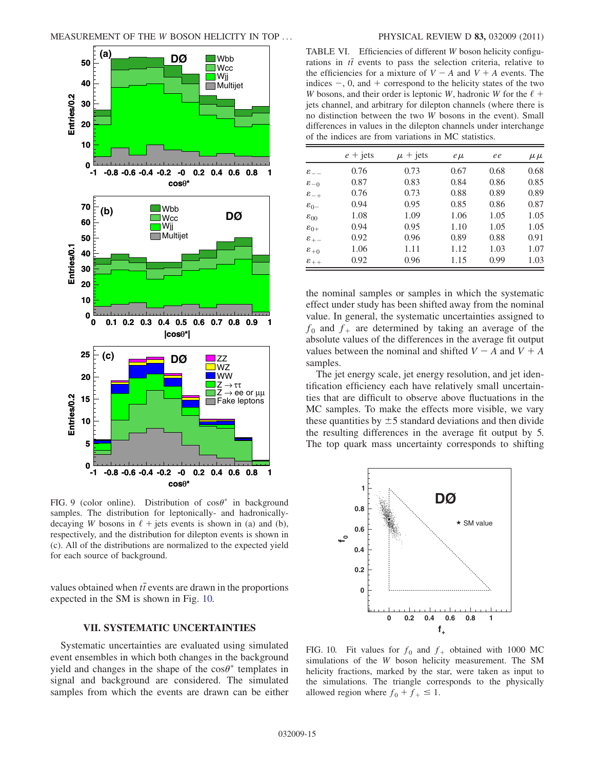FIG. 9 (color online). Distribution of $\cos\theta^*$ in background samples. The distribution for leptonically- and hadronically-decaying $W$ bosons in $\ell$ + jets events is shown in (a) and (b), respectively, and the distribution for dilepton events is shown in (c). All of the distributions are normalized to the expected yield for each source of background.

values obtained when $t\bar{t}$ events are drawn in the proportions expected in the SM is shown in Fig. 10.

## VII. SYSTEMATIC UNCERTAINTIES

Systematic uncertainties are evaluated using simulated event ensembles in which both changes in the background yield and changes in the shape of the $\cos\theta^*$ templates in signal and background are considered. The simulated samples from which the events are drawn can be either the nominal samples or samples in which the systematic effect under study has been shifted away from the nominal value. In general, the systematic uncertainties assigned to $f_0$ and $f_+$ are determined by taking an average of the absolute values of the differences in the average fit output values between the nominal and shifted $V - A$ and $V + A$ samples.

The jet energy scale, jet energy resolution, and jet identification efficiency each have relatively small uncertainties that are difficult to observe above fluctuations in the MC samples. To make the effects more visible, we vary these quantities by $\pm 5$ standard deviations and then divide the resulting differences in the average fit output by 5. The top quark mass uncertainty corresponds to shifting

TABLE VI. Efficiencies of different $W$ boson helicity configurations in $t\bar{t}$ events to pass the selection criteria, relative to the efficiencies for a mixture of $V - A$ and $V + A$ events. The indices $-$, 0, and $+$ correspond to the helicity states of the two $W$ bosons, and their order is leptonic $W$, hadronic $W$ for the $\ell$ + jets channel, and arbitrary for dilepton channels (where there is no distinction between the two $W$ bosons in the event). Small differences in values in the dilepton channels under interchange of the indices are from variations in MC statistics.

| | $e$ + jets | $\mu$ + jets | $e\mu$ | $ee$ | $\mu\mu$ |
|---|---|---|---|---|---|
| $\varepsilon_{--}$ | 0.76 | 0.73 | 0.67 | 0.68 | 0.68 |
| $\varepsilon_{-0}$ | 0.87 | 0.83 | 0.84 | 0.86 | 0.85 |
| $\varepsilon_{-+}$ | 0.76 | 0.73 | 0.88 | 0.89 | 0.89 |
| $\varepsilon_{0-}$ | 0.94 | 0.95 | 0.85 | 0.86 | 0.87 |
| $\varepsilon_{00}$ | 1.08 | 1.09 | 1.06 | 1.05 | 1.05 |
| $\varepsilon_{0+}$ | 0.94 | 0.95 | 1.10 | 1.05 | 1.05 |
| $\varepsilon_{+-}$ | 0.92 | 0.96 | 0.89 | 0.88 | 0.91 |
| $\varepsilon_{+0}$ | 1.06 | 1.11 | 1.12 | 1.03 | 1.07 |
| $\varepsilon_{++}$ | 0.92 | 0.96 | 1.15 | 0.99 | 1.03 |

FIG. 10. Fit values for $f_0$ and $f_+$ obtained with 1000 MC simulations of the $W$ boson helicity measurement. The SM helicity fractions, marked by the star, were taken as input to the simulations. The triangle corresponds to the physically allowed region where $f_0 + f_+ \leq 1$.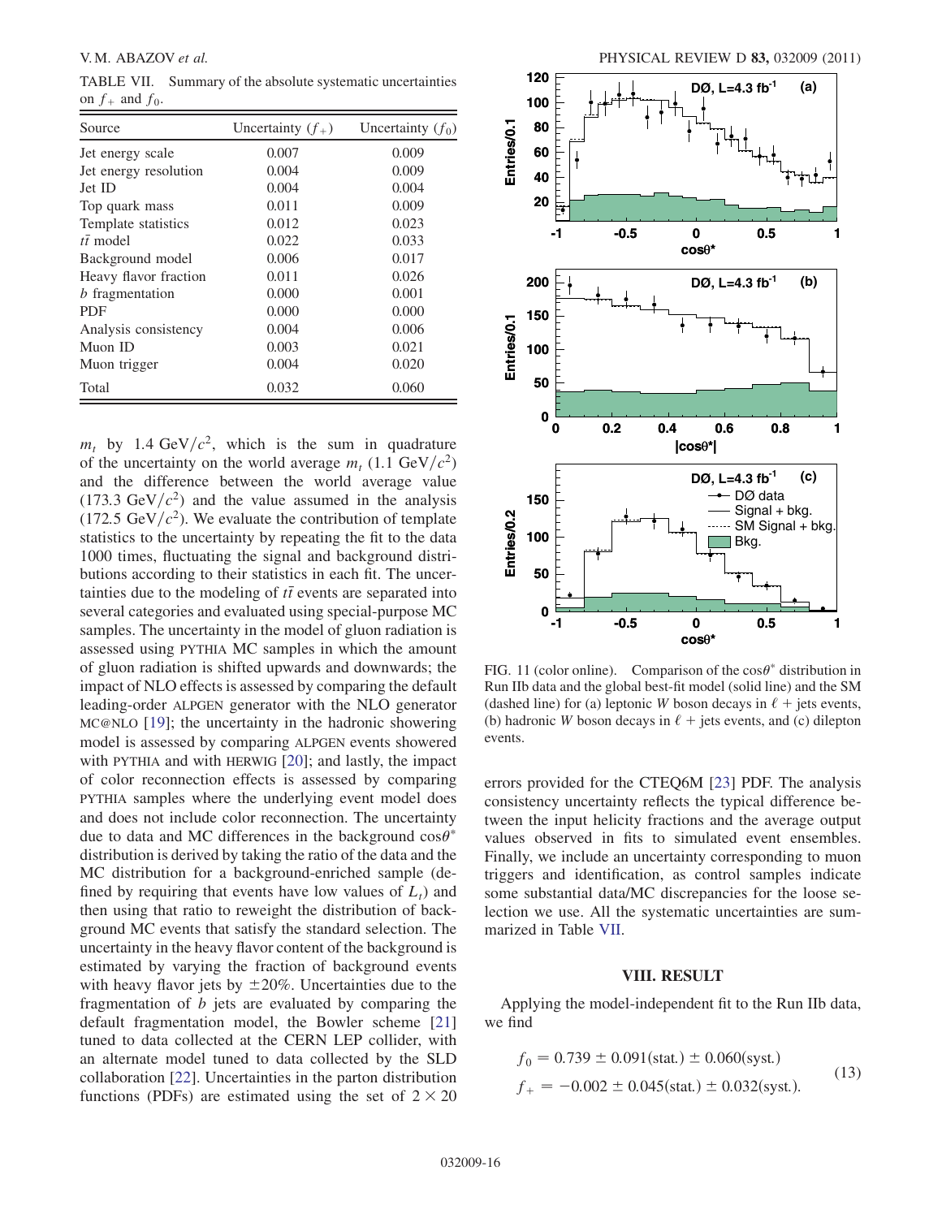TABLE VII. Summary of the absolute systematic uncertainties on $f_+$ and $f_0$.

| Source | Uncertainty ($f_+$) | Uncertainty ($f_0$) |
|---|---|---|
| Jet energy scale | 0.007 | 0.009 |
| Jet energy resolution | 0.004 | 0.009 |
| Jet ID | 0.004 | 0.004 |
| Top quark mass | 0.011 | 0.009 |
| Template statistics | 0.012 | 0.023 |
| $t\bar{t}$ model | 0.022 | 0.033 |
| Background model | 0.006 | 0.017 |
| Heavy flavor fraction | 0.011 | 0.026 |
| $b$ fragmentation | 0.000 | 0.001 |
| PDF | 0.000 | 0.000 |
| Analysis consistency | 0.004 | 0.006 |
| Muon ID | 0.003 | 0.021 |
| Muon trigger | 0.004 | 0.020 |
| Total | 0.032 | 0.060 |

$m_t$ by 1.4 GeV/$c^2$, which is the sum in quadrature of the uncertainty on the world average $m_t$ (1.1 GeV/$c^2$) and the difference between the world average value (173.3 GeV/$c^2$) and the value assumed in the analysis (172.5 GeV/$c^2$). We evaluate the contribution of template statistics to the uncertainty by repeating the fit to the data 1000 times, fluctuating the signal and background distributions according to their statistics in each fit. The uncertainties due to the modeling of $t\bar{t}$ events are separated into several categories and evaluated using special-purpose MC samples. The uncertainty in the model of gluon radiation is assessed using PYTHIA MC samples in which the amount of gluon radiation is shifted upwards and downwards; the impact of NLO effects is assessed by comparing the default leading-order ALPGEN generator with the NLO generator MC@NLO [19]; the uncertainty in the hadronic showering model is assessed by comparing ALPGEN events showered with PYTHIA and with HERWIG [20]; and lastly, the impact of color reconnection effects is assessed by comparing PYTHIA samples where the underlying event model does and does not include color reconnection. The uncertainty due to data and MC differences in the background $\cos\theta^*$ distribution is derived by taking the ratio of the data and the MC distribution for a background-enriched sample (defined by requiring that events have low values of $L_t$) and then using that ratio to reweight the distribution of background MC events that satisfy the standard selection. The uncertainty in the heavy flavor content of the background is estimated by varying the fraction of background events with heavy flavor jets by $\pm 20\%$. Uncertainties due to the fragmentation of $b$ jets are evaluated by comparing the default fragmentation model, the Bowler scheme [21] tuned to data collected at the CERN LEP collider, with an alternate model tuned to data collected by the SLD collaboration [22]. Uncertainties in the parton distribution functions (PDFs) are estimated using the set of $2 \times 20$ errors provided for the CTEQ6M [23] PDF. The analysis consistency uncertainty reflects the typical difference between the input helicity fractions and the average output values observed in fits to simulated event ensembles. Finally, we include an uncertainty corresponding to muon triggers and identification, as control samples indicate some substantial data/MC discrepancies for the loose selection we use. All the systematic uncertainties are summarized in Table VII.

FIG. 11 (color online). Comparison of the $\cos\theta^*$ distribution in Run IIb data and the global best-fit model (solid line) and the SM (dashed line) for (a) leptonic $W$ boson decays in $\ell$ + jets events, (b) hadronic $W$ boson decays in $\ell$ + jets events, and (c) dilepton events.

## VIII. RESULT

Applying the model-independent fit to the Run IIb data, we find

$$
\begin{aligned}
f_0 &= 0.739 \pm 0.091(\text{stat.}) \pm 0.060(\text{syst.}) \\
f_+ &= -0.002 \pm 0.045(\text{stat.}) \pm 0.032(\text{syst.}).
\end{aligned}
\tag{13}
$$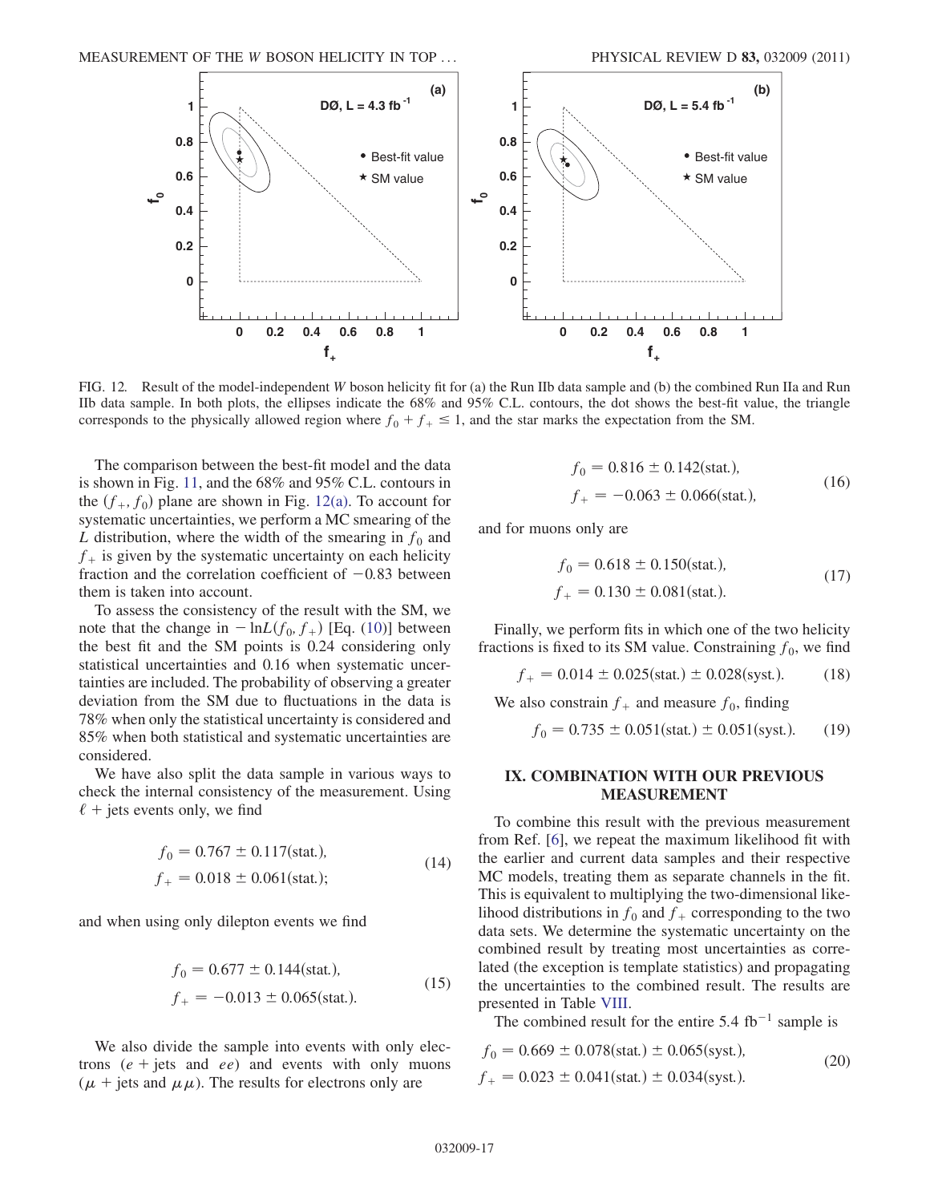FIG. 12. Result of the model-independent $W$ boson helicity fit for (a) the Run IIb data sample and (b) the combined Run IIa and Run IIb data sample. In both plots, the ellipses indicate the 68% and 95% C.L. contours, the dot shows the best-fit value, the triangle corresponds to the physically allowed region where $f_0 + f_+ \leq 1$, and the star marks the expectation from the SM.

The comparison between the best-fit model and the data is shown in Fig. 11, and the 68% and 95% C.L. contours in the $(f_+, f_0)$ plane are shown in Fig. 12(a). To account for systematic uncertainties, we perform a MC smearing of the $L$ distribution, where the width of the smearing in $f_0$ and $f_+$ is given by the systematic uncertainty on each helicity fraction and the correlation coefficient of $-0.83$ between them is taken into account.

To assess the consistency of the result with the SM, we note that the change in $-\ln L(f_0, f_+)$ [Eq. (10)] between the best fit and the SM points is 0.24 considering only statistical uncertainties and 0.16 when systematic uncertainties are included. The probability of observing a greater deviation from the SM due to fluctuations in the data is 78% when only the statistical uncertainty is considered and 85% when both statistical and systematic uncertainties are considered.

We have also split the data sample in various ways to check the internal consistency of the measurement. Using $\ell$ + jets events only, we find

$$
\begin{aligned}
f_0 &= 0.767 \pm 0.117(\text{stat.}), \\
f_+ &= 0.018 \pm 0.061(\text{stat.});
\end{aligned}
\tag{14}
$$

and when using only dilepton events we find

$$
\begin{aligned}
f_0 &= 0.677 \pm 0.144(\text{stat.}), \\
f_+ &= -0.013 \pm 0.065(\text{stat.}).
\end{aligned}
\tag{15}
$$

We also divide the sample into events with only electrons ($e$ + jets and $ee$) and events with only muons ($\mu$ + jets and $\mu\mu$). The results for electrons only are

$$
\begin{aligned}
f_0 &= 0.816 \pm 0.142(\text{stat.}), \\
f_+ &= -0.063 \pm 0.066(\text{stat.}),
\end{aligned}
\tag{16}
$$

and for muons only are

$$
\begin{aligned}
f_0 &= 0.618 \pm 0.150(\text{stat.}), \\
f_+ &= 0.130 \pm 0.081(\text{stat.}).
\end{aligned}
\tag{17}
$$

Finally, we perform fits in which one of the two helicity fractions is fixed to its SM value. Constraining $f_0$, we find

$$
f_+ = 0.014 \pm 0.025(\text{stat.}) \pm 0.028(\text{syst.}). \tag{18}
$$

We also constrain $f_+$ and measure $f_0$, finding

$$
f_0 = 0.735 \pm 0.051(\text{stat.}) \pm 0.051(\text{syst.}). \tag{19}
$$

## IX. COMBINATION WITH OUR PREVIOUS MEASUREMENT

To combine this result with the previous measurement from Ref. [6], we repeat the maximum likelihood fit with the earlier and current data samples and their respective MC models, treating them as separate channels in the fit. This is equivalent to multiplying the two-dimensional likelihood distributions in $f_0$ and $f_+$ corresponding to the two data sets. We determine the systematic uncertainty on the combined result by treating most uncertainties as correlated (the exception is template statistics) and propagating the uncertainties to the combined result. The results are presented in Table VIII.

The combined result for the entire 5.4 fb$^{-1}$ sample is

$$
\begin{aligned}
f_0 &= 0.669 \pm 0.078(\text{stat.}) \pm 0.065(\text{syst.}), \\
f_+ &= 0.023 \pm 0.041(\text{stat.}) \pm 0.034(\text{syst.}).
\end{aligned}
\tag{20}
$$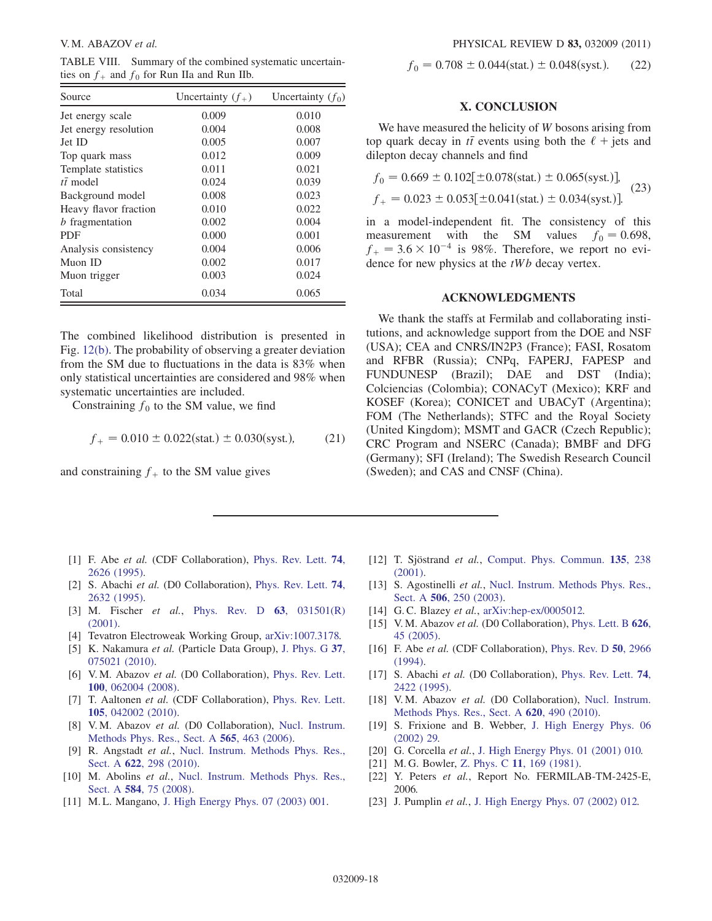TABLE VIII. Summary of the combined systematic uncertainties on $f_+$ and $f_0$ for Run IIa and Run IIb.

| Source | Uncertainty ($f_+$) | Uncertainty ($f_0$) |
|---|---|---|
| Jet energy scale | 0.009 | 0.010 |
| Jet energy resolution | 0.004 | 0.008 |
| Jet ID | 0.005 | 0.007 |
| Top quark mass | 0.012 | 0.009 |
| Template statistics | 0.011 | 0.021 |
| $t\bar{t}$ model | 0.024 | 0.039 |
| Background model | 0.008 | 0.023 |
| Heavy flavor fraction | 0.010 | 0.022 |
| $b$ fragmentation | 0.002 | 0.004 |
| PDF | 0.000 | 0.001 |
| Analysis consistency | 0.004 | 0.006 |
| Muon ID | 0.002 | 0.017 |
| Muon trigger | 0.003 | 0.024 |
| Total | 0.034 | 0.065 |

The combined likelihood distribution is presented in Fig. 12(b). The probability of observing a greater deviation from the SM due to fluctuations in the data is 83% when only statistical uncertainties are considered and 98% when systematic uncertainties are included.

Constraining $f_0$ to the SM value, we find

$$f_+ = 0.010 \pm 0.022(\text{stat.}) \pm 0.030(\text{syst.}), \tag{21}$$

and constraining $f_+$ to the SM value gives

$$f_0 = 0.708 \pm 0.044(\text{stat.}) \pm 0.048(\text{syst.}). \tag{22}$$

## X. CONCLUSION

We have measured the helicity of $W$ bosons arising from top quark decay in $t\bar{t}$ events using both the $\ell$ + jets and dilepton decay channels and find

$$\begin{aligned} f_0 &= 0.669 \pm 0.102[\pm 0.078(\text{stat.}) \pm 0.065(\text{syst.})], \\ f_+ &= 0.023 \pm 0.053[\pm 0.041(\text{stat.}) \pm 0.034(\text{syst.})]. \end{aligned} \tag{23}$$

in a model-independent fit. The consistency of this measurement with the SM values $f_0 = 0.698$, $f_+ = 3.6 \times 10^{-4}$ is 98%. Therefore, we report no evidence for new physics at the $tWb$ decay vertex.

## ACKNOWLEDGMENTS

We thank the staffs at Fermilab and collaborating institutions, and acknowledge support from the DOE and NSF (USA); CEA and CNRS/IN2P3 (France); FASI, Rosatom and RFBR (Russia); CNPq, FAPERJ, FAPESP and FUNDUNESP (Brazil); DAE and DST (India); Colciencias (Colombia); CONACyT (Mexico); KRF and KOSEF (Korea); CONICET and UBACyT (Argentina); FOM (The Netherlands); STFC and the Royal Society (United Kingdom); MSMT and GACR (Czech Republic); CRC Program and NSERC (Canada); BMBF and DFG (Germany); SFI (Ireland); The Swedish Research Council (Sweden); and CAS and CNSF (China).

---

[1] F. Abe *et al.* (CDF Collaboration), Phys. Rev. Lett. **74**, 2626 (1995).

[2] S. Abachi *et al.* (D0 Collaboration), Phys. Rev. Lett. **74**, 2632 (1995).

[3] M. Fischer *et al.*, Phys. Rev. D **63**, 031501(R) (2001).

[4] Tevatron Electroweak Working Group, arXiv:1007.3178.

[5] K. Nakamura *et al.* (Particle Data Group), J. Phys. G **37**, 075021 (2010).

[6] V. M. Abazov *et al.* (D0 Collaboration), Phys. Rev. Lett. **100**, 062004 (2008).

[7] T. Aaltonen *et al.* (CDF Collaboration), Phys. Rev. Lett. **105**, 042002 (2010).

[8] V. M. Abazov *et al.* (D0 Collaboration), Nucl. Instrum. Methods Phys. Res., Sect. A **565**, 463 (2006).

[9] R. Angstadt *et al.*, Nucl. Instrum. Methods Phys. Res., Sect. A **622**, 298 (2010).

[10] M. Abolins *et al.*, Nucl. Instrum. Methods Phys. Res., Sect. A **584**, 75 (2008).

[11] M. L. Mangano, J. High Energy Phys. 07 (2003) 001.

[12] T. Sjöstrand *et al.*, Comput. Phys. Commun. **135**, 238 (2001).

[13] S. Agostinelli *et al.*, Nucl. Instrum. Methods Phys. Res., Sect. A **506**, 250 (2003).

[14] G. C. Blazey *et al.*, arXiv:hep-ex/0005012.

[15] V. M. Abazov *et al.* (D0 Collaboration), Phys. Lett. B **626**, 45 (2005).

[16] F. Abe *et al.* (CDF Collaboration), Phys. Rev. D **50**, 2966 (1994).

[17] S. Abachi *et al.* (D0 Collaboration), Phys. Rev. Lett. **74**, 2422 (1995).

[18] V. M. Abazov *et al.* (D0 Collaboration), Nucl. Instrum. Methods Phys. Res., Sect. A **620**, 490 (2010).

[19] S. Frixione and B. Webber, J. High Energy Phys. 06 (2002) 29.

[20] G. Corcella *et al.*, J. High Energy Phys. 01 (2001) 010.

[21] M. G. Bowler, Z. Phys. C **11**, 169 (1981).

[22] Y. Peters *et al.*, Report No. FERMILAB-TM-2425-E, 2006.

[23] J. Pumplin *et al.*, J. High Energy Phys. 07 (2002) 012.